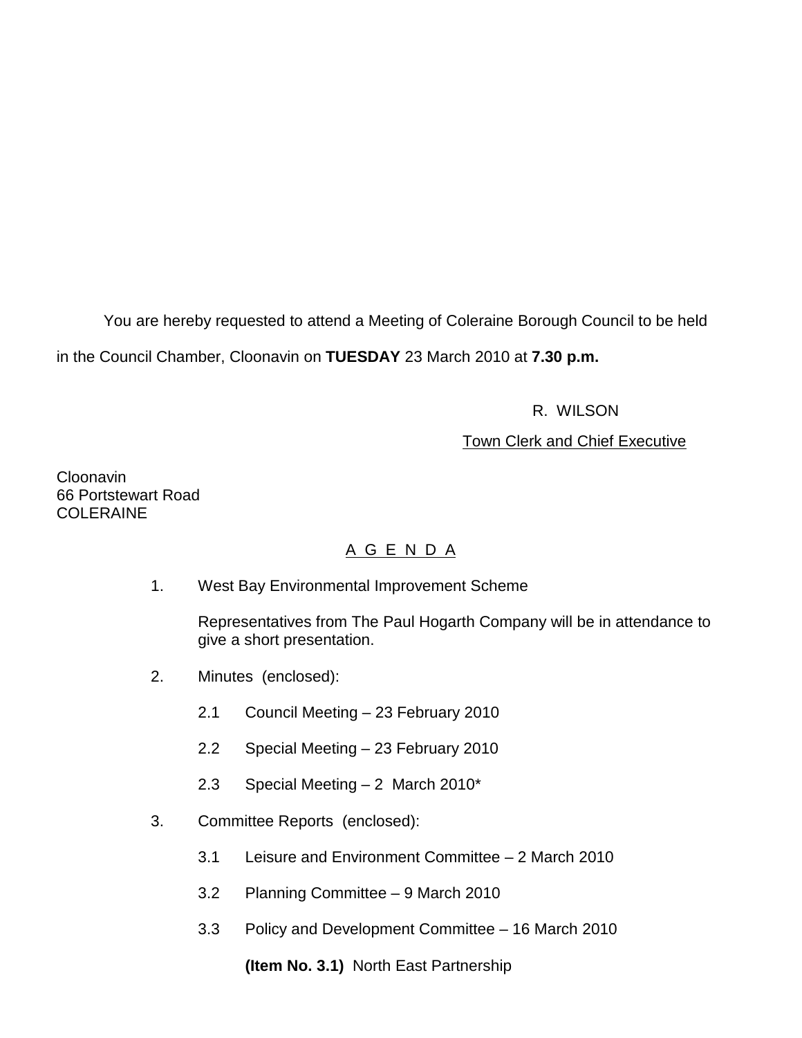You are hereby requested to attend a Meeting of Coleraine Borough Council to be held in the Council Chamber, Cloonavin on **TUESDAY** 23 March 2010 at **7.30 p.m.**

R. WILSON

Town Clerk and Chief Executive

Cloonavin
66 Portstewart Road
COLERAINE

## A G E N D A

1. West Bay Environmental Improvement Scheme

   Representatives from The Paul Hogarth Company will be in attendance to give a short presentation.

2. Minutes (enclosed):

   2.1 Council Meeting – 23 February 2010

   2.2 Special Meeting – 23 February 2010

   2.3 Special Meeting – 2 March 2010*

3. Committee Reports (enclosed):

   3.1 Leisure and Environment Committee – 2 March 2010

   3.2 Planning Committee – 9 March 2010

   3.3 Policy and Development Committee – 16 March 2010

   **(Item No. 3.1)** North East Partnership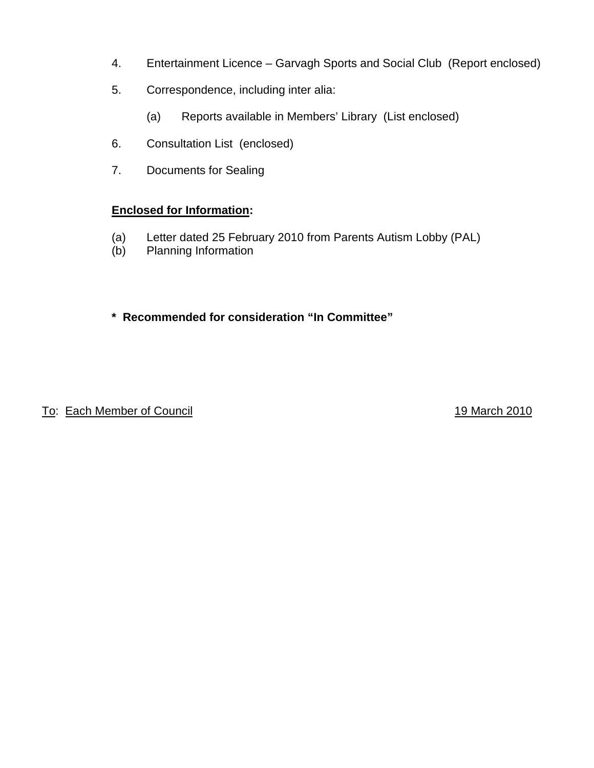4. Entertainment Licence – Garvagh Sports and Social Club (Report enclosed)

5. Correspondence, including inter alia:

   (a) Reports available in Members' Library (List enclosed)

6. Consultation List (enclosed)

7. Documents for Sealing

**<u>Enclosed for Information</u>:**

(a) Letter dated 25 February 2010 from Parents Autism Lobby (PAL)
(b) Planning Information

**\* Recommended for consideration "In Committee"**

<u>To</u>: <u>Each Member of Council</u> <u>19 March 2010</u>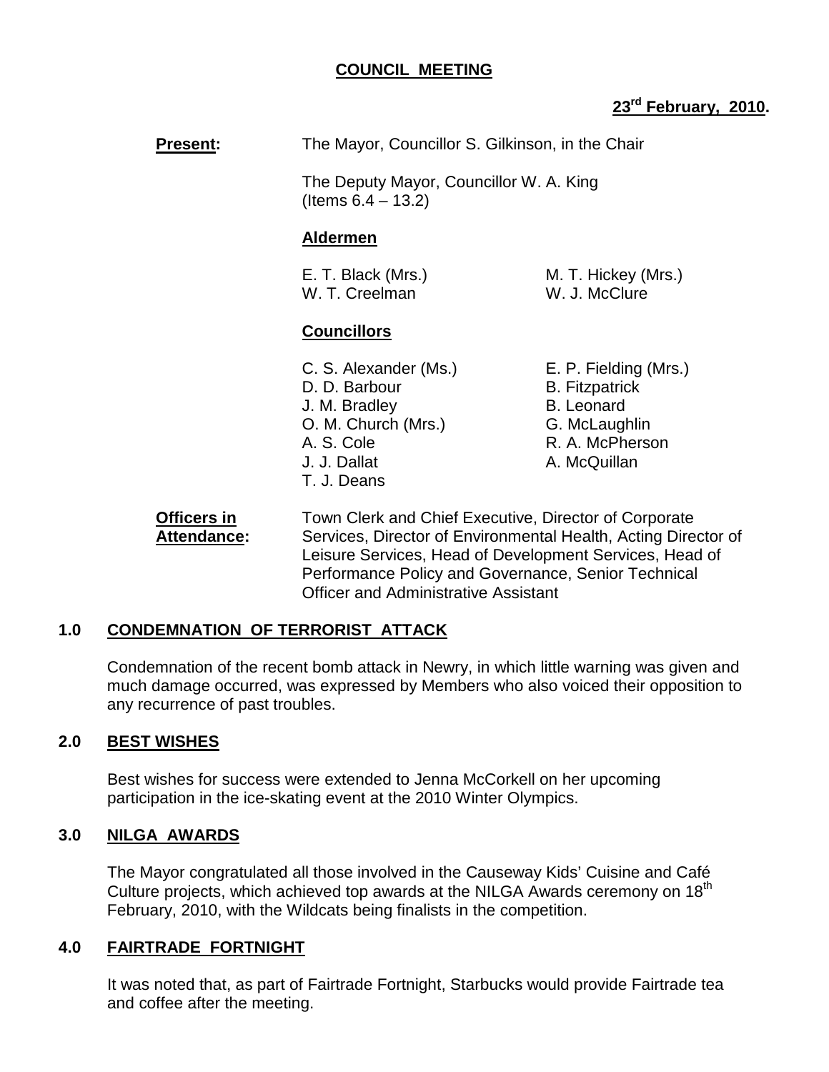# COUNCIL MEETING

**23rd February, 2010.**

**Present:** The Mayor, Councillor S. Gilkinson, in the Chair

The Deputy Mayor, Councillor W. A. King (Items 6.4 – 13.2)

**Aldermen**

E. T. Black (Mrs.)
M. T. Hickey (Mrs.)
W. T. Creelman
W. J. McClure

**Councillors**

C. S. Alexander (Ms.)
E. P. Fielding (Mrs.)
D. D. Barbour
B. Fitzpatrick
J. M. Bradley
B. Leonard
O. M. Church (Mrs.)
G. McLaughlin
A. S. Cole
R. A. McPherson
J. J. Dallat
A. McQuillan
T. J. Deans

**Officers in Attendance:** Town Clerk and Chief Executive, Director of Corporate Services, Director of Environmental Health, Acting Director of Leisure Services, Head of Development Services, Head of Performance Policy and Governance, Senior Technical Officer and Administrative Assistant

## 1.0 CONDEMNATION OF TERRORIST ATTACK

Condemnation of the recent bomb attack in Newry, in which little warning was given and much damage occurred, was expressed by Members who also voiced their opposition to any recurrence of past troubles.

## 2.0 BEST WISHES

Best wishes for success were extended to Jenna McCorkell on her upcoming participation in the ice-skating event at the 2010 Winter Olympics.

## 3.0 NILGA AWARDS

The Mayor congratulated all those involved in the Causeway Kids' Cuisine and Café Culture projects, which achieved top awards at the NILGA Awards ceremony on 18th February, 2010, with the Wildcats being finalists in the competition.

## 4.0 FAIRTRADE FORTNIGHT

It was noted that, as part of Fairtrade Fortnight, Starbucks would provide Fairtrade tea and coffee after the meeting.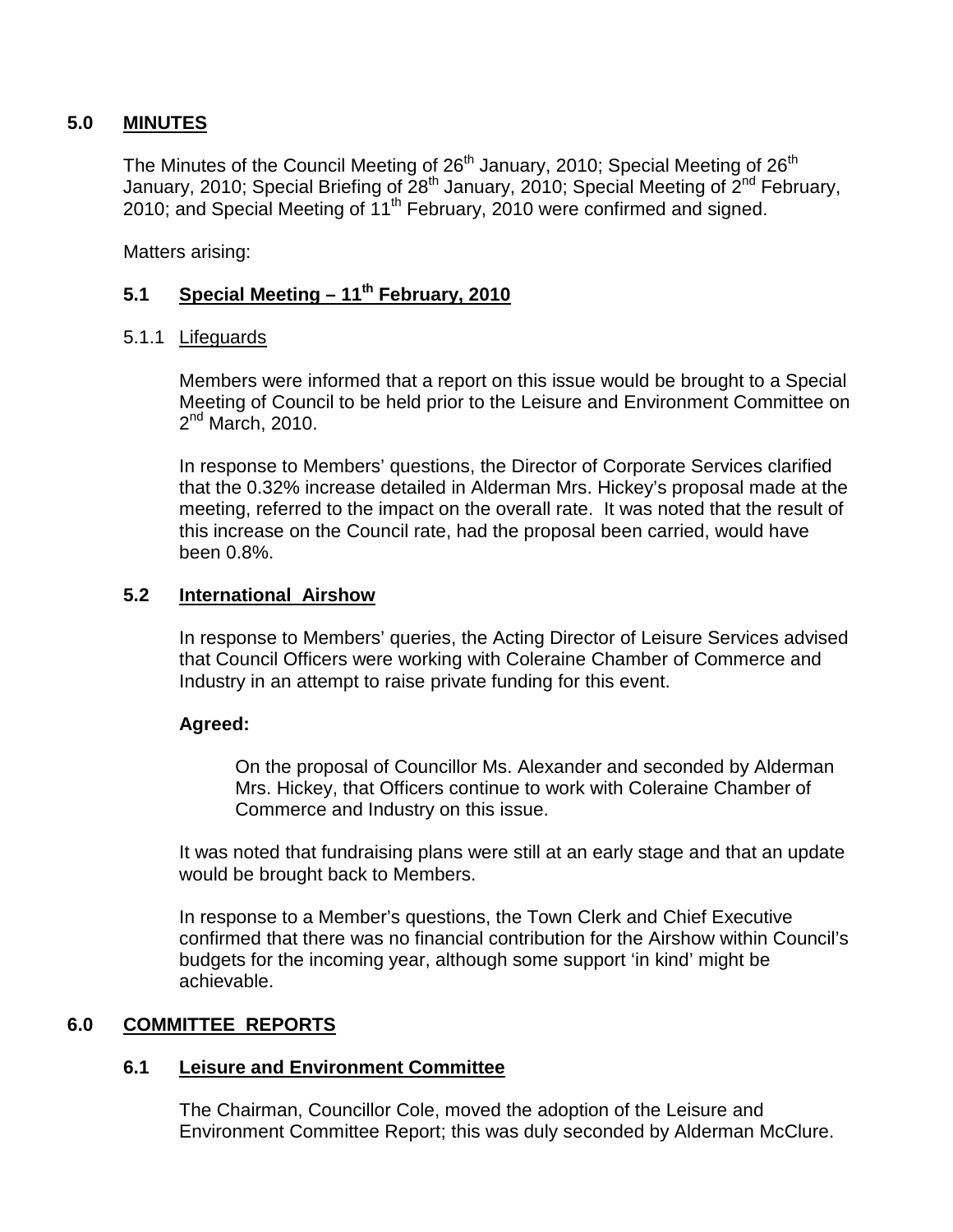## 5.0 MINUTES

The Minutes of the Council Meeting of 26th January, 2010; Special Meeting of 26th January, 2010; Special Briefing of 28th January, 2010; Special Meeting of 2nd February, 2010; and Special Meeting of 11th February, 2010 were confirmed and signed.

Matters arising:

### 5.1 Special Meeting – 11th February, 2010

5.1.1 Lifeguards

Members were informed that a report on this issue would be brought to a Special Meeting of Council to be held prior to the Leisure and Environment Committee on 2nd March, 2010.

In response to Members' questions, the Director of Corporate Services clarified that the 0.32% increase detailed in Alderman Mrs. Hickey's proposal made at the meeting, referred to the impact on the overall rate. It was noted that the result of this increase on the Council rate, had the proposal been carried, would have been 0.8%.

### 5.2 International Airshow

In response to Members' queries, the Acting Director of Leisure Services advised that Council Officers were working with Coleraine Chamber of Commerce and Industry in an attempt to raise private funding for this event.

**Agreed:**

On the proposal of Councillor Ms. Alexander and seconded by Alderman Mrs. Hickey, that Officers continue to work with Coleraine Chamber of Commerce and Industry on this issue.

It was noted that fundraising plans were still at an early stage and that an update would be brought back to Members.

In response to a Member's questions, the Town Clerk and Chief Executive confirmed that there was no financial contribution for the Airshow within Council's budgets for the incoming year, although some support 'in kind' might be achievable.

## 6.0 COMMITTEE REPORTS

### 6.1 Leisure and Environment Committee

The Chairman, Councillor Cole, moved the adoption of the Leisure and Environment Committee Report; this was duly seconded by Alderman McClure.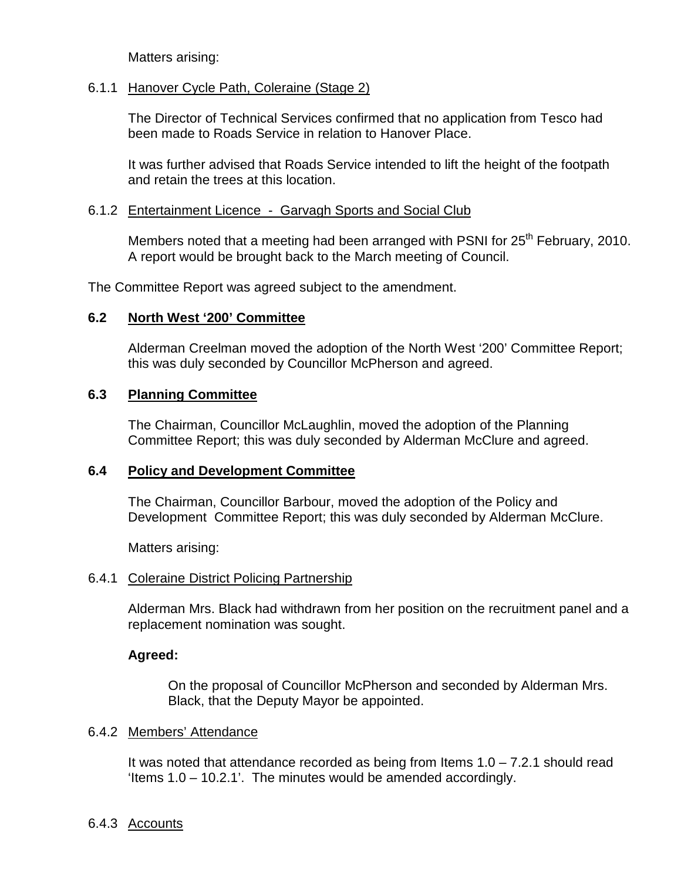Matters arising:

6.1.1 Hanover Cycle Path, Coleraine (Stage 2)

The Director of Technical Services confirmed that no application from Tesco had been made to Roads Service in relation to Hanover Place.

It was further advised that Roads Service intended to lift the height of the footpath and retain the trees at this location.

6.1.2 Entertainment Licence - Garvagh Sports and Social Club

Members noted that a meeting had been arranged with PSNI for 25th February, 2010. A report would be brought back to the March meeting of Council.

The Committee Report was agreed subject to the amendment.

**6.2 North West '200' Committee**

Alderman Creelman moved the adoption of the North West '200' Committee Report; this was duly seconded by Councillor McPherson and agreed.

**6.3 Planning Committee**

The Chairman, Councillor McLaughlin, moved the adoption of the Planning Committee Report; this was duly seconded by Alderman McClure and agreed.

**6.4 Policy and Development Committee**

The Chairman, Councillor Barbour, moved the adoption of the Policy and Development Committee Report; this was duly seconded by Alderman McClure.

Matters arising:

6.4.1 Coleraine District Policing Partnership

Alderman Mrs. Black had withdrawn from her position on the recruitment panel and a replacement nomination was sought.

**Agreed:**

On the proposal of Councillor McPherson and seconded by Alderman Mrs. Black, that the Deputy Mayor be appointed.

6.4.2 Members' Attendance

It was noted that attendance recorded as being from Items 1.0 – 7.2.1 should read 'Items 1.0 – 10.2.1'. The minutes would be amended accordingly.

6.4.3 Accounts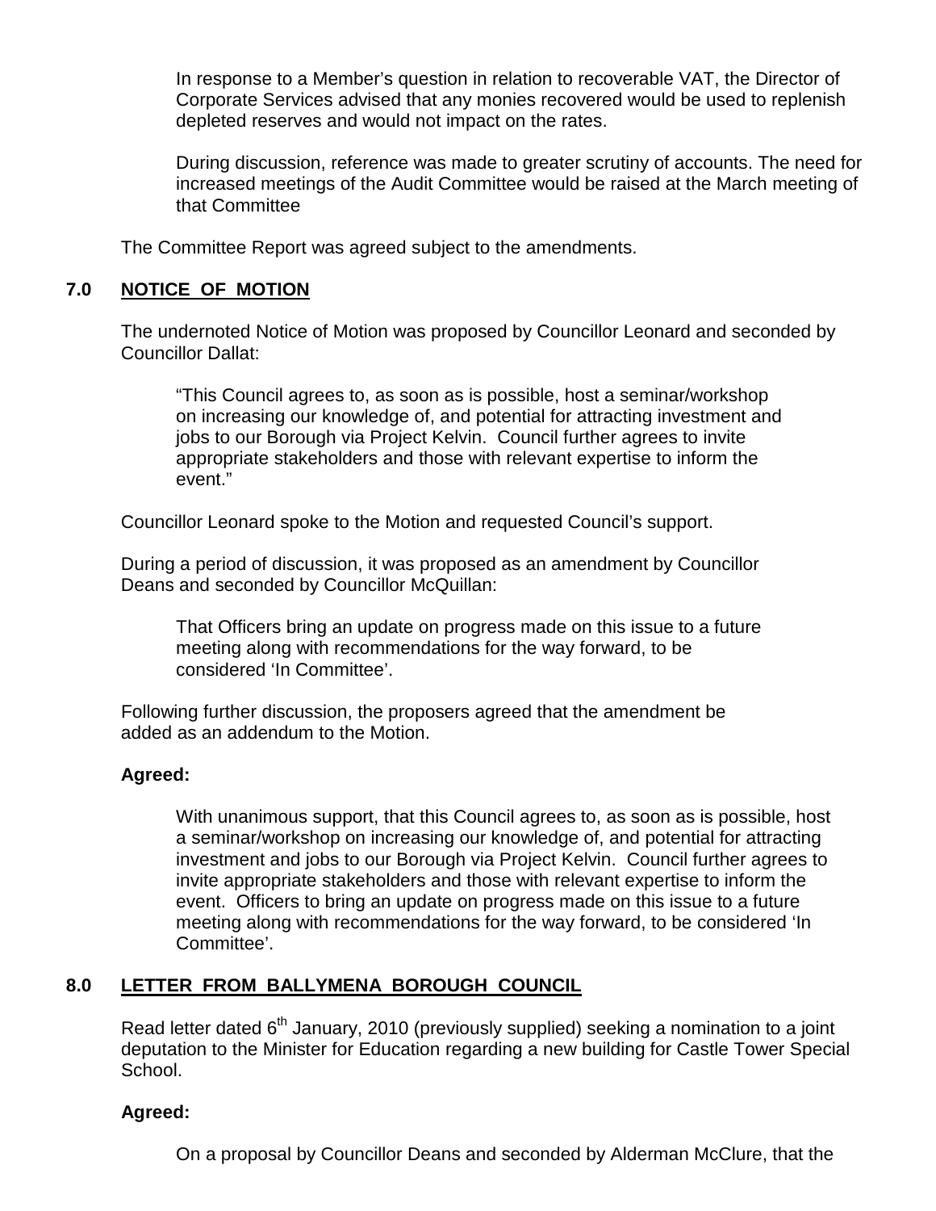In response to a Member's question in relation to recoverable VAT, the Director of Corporate Services advised that any monies recovered would be used to replenish depleted reserves and would not impact on the rates.

During discussion, reference was made to greater scrutiny of accounts. The need for increased meetings of the Audit Committee would be raised at the March meeting of that Committee

The Committee Report was agreed subject to the amendments.

## 7.0 NOTICE OF MOTION

The undernoted Notice of Motion was proposed by Councillor Leonard and seconded by Councillor Dallat:

> "This Council agrees to, as soon as is possible, host a seminar/workshop on increasing our knowledge of, and potential for attracting investment and jobs to our Borough via Project Kelvin. Council further agrees to invite appropriate stakeholders and those with relevant expertise to inform the event."

Councillor Leonard spoke to the Motion and requested Council's support.

During a period of discussion, it was proposed as an amendment by Councillor Deans and seconded by Councillor McQuillan:

> That Officers bring an update on progress made on this issue to a future meeting along with recommendations for the way forward, to be considered 'In Committee'.

Following further discussion, the proposers agreed that the amendment be added as an addendum to the Motion.

**Agreed:**

> With unanimous support, that this Council agrees to, as soon as is possible, host a seminar/workshop on increasing our knowledge of, and potential for attracting investment and jobs to our Borough via Project Kelvin. Council further agrees to invite appropriate stakeholders and those with relevant expertise to inform the event. Officers to bring an update on progress made on this issue to a future meeting along with recommendations for the way forward, to be considered 'In Committee'.

## 8.0 LETTER FROM BALLYMENA BOROUGH COUNCIL

Read letter dated 6th January, 2010 (previously supplied) seeking a nomination to a joint deputation to the Minister for Education regarding a new building for Castle Tower Special School.

**Agreed:**

> On a proposal by Councillor Deans and seconded by Alderman McClure, that the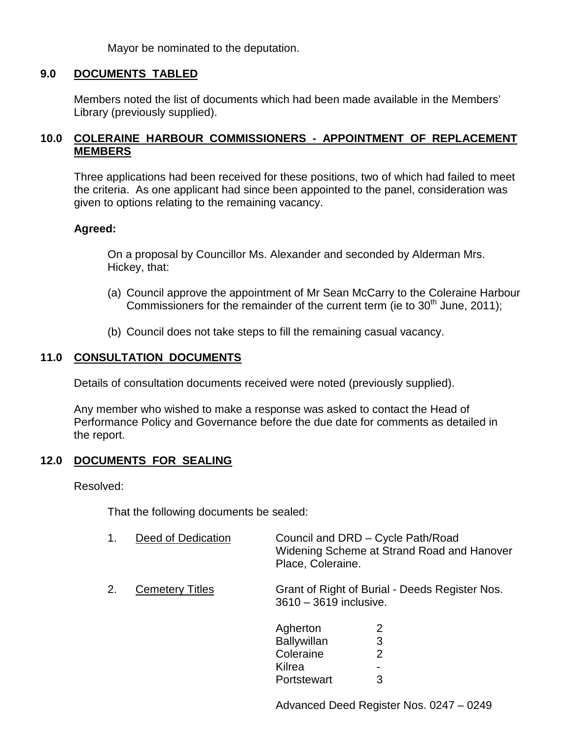Mayor be nominated to the deputation.

## 9.0 DOCUMENTS TABLED

Members noted the list of documents which had been made available in the Members' Library (previously supplied).

## 10.0 COLERAINE HARBOUR COMMISSIONERS - APPOINTMENT OF REPLACEMENT MEMBERS

Three applications had been received for these positions, two of which had failed to meet the criteria. As one applicant had since been appointed to the panel, consideration was given to options relating to the remaining vacancy.

**Agreed:**

On a proposal by Councillor Ms. Alexander and seconded by Alderman Mrs. Hickey, that:

(a) Council approve the appointment of Mr Sean McCarry to the Coleraine Harbour Commissioners for the remainder of the current term (ie to 30th June, 2011);

(b) Council does not take steps to fill the remaining casual vacancy.

## 11.0 CONSULTATION DOCUMENTS

Details of consultation documents received were noted (previously supplied).

Any member who wished to make a response was asked to contact the Head of Performance Policy and Governance before the due date for comments as detailed in the report.

## 12.0 DOCUMENTS FOR SEALING

Resolved:

That the following documents be sealed:

1. Deed of Dedication — Council and DRD – Cycle Path/Road Widening Scheme at Strand Road and Hanover Place, Coleraine.

2. Cemetery Titles — Grant of Right of Burial - Deeds Register Nos. 3610 – 3619 inclusive.

| | |
|---|---|
| Agherton | 2 |
| Ballywillan | 3 |
| Coleraine | 2 |
| Kilrea | - |
| Portstewart | 3 |

Advanced Deed Register Nos. 0247 – 0249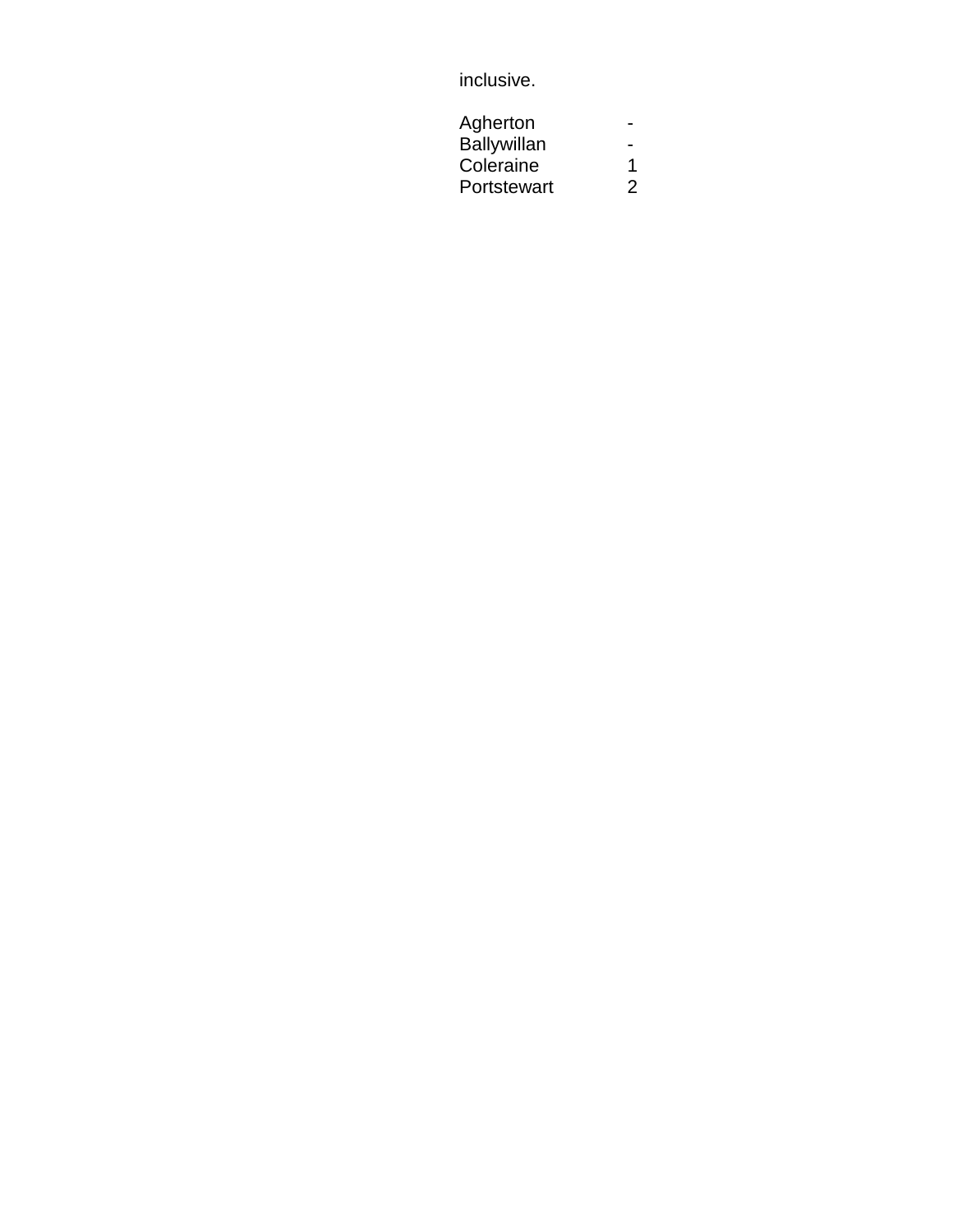inclusive.

| | |
|---|---|
| Agherton | - |
| Ballywillan | - |
| Coleraine | 1 |
| Portstewart | 2 |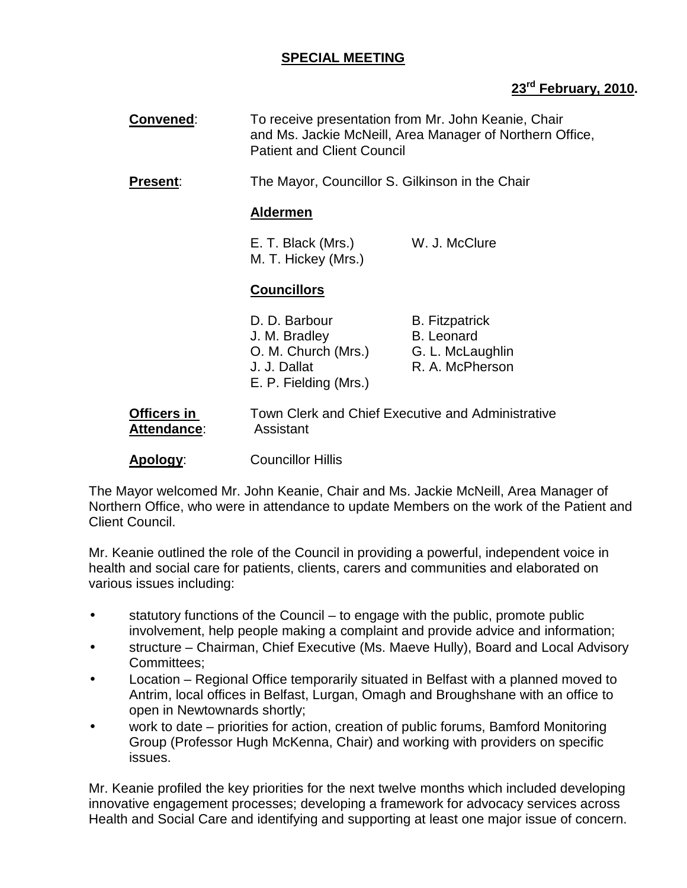**SPECIAL MEETING**

**23rd February, 2010.**

**Convened**: To receive presentation from Mr. John Keanie, Chair and Ms. Jackie McNeill, Area Manager of Northern Office, Patient and Client Council

**Present**: The Mayor, Councillor S. Gilkinson in the Chair

**Aldermen**

E. T. Black (Mrs.)
M. T. Hickey (Mrs.)
W. J. McClure

**Councillors**

D. D. Barbour
J. M. Bradley
O. M. Church (Mrs.)
J. J. Dallat
E. P. Fielding (Mrs.)
B. Fitzpatrick
B. Leonard
G. L. McLaughlin
R. A. McPherson

**Officers in Attendance**: Town Clerk and Chief Executive and Administrative Assistant

**Apology**: Councillor Hillis

The Mayor welcomed Mr. John Keanie, Chair and Ms. Jackie McNeill, Area Manager of Northern Office, who were in attendance to update Members on the work of the Patient and Client Council.

Mr. Keanie outlined the role of the Council in providing a powerful, independent voice in health and social care for patients, clients, carers and communities and elaborated on various issues including:

- statutory functions of the Council – to engage with the public, promote public involvement, help people making a complaint and provide advice and information;
- structure – Chairman, Chief Executive (Ms. Maeve Hully), Board and Local Advisory Committees;
- Location – Regional Office temporarily situated in Belfast with a planned moved to Antrim, local offices in Belfast, Lurgan, Omagh and Broughshane with an office to open in Newtownards shortly;
- work to date – priorities for action, creation of public forums, Bamford Monitoring Group (Professor Hugh McKenna, Chair) and working with providers on specific issues.

Mr. Keanie profiled the key priorities for the next twelve months which included developing innovative engagement processes; developing a framework for advocacy services across Health and Social Care and identifying and supporting at least one major issue of concern.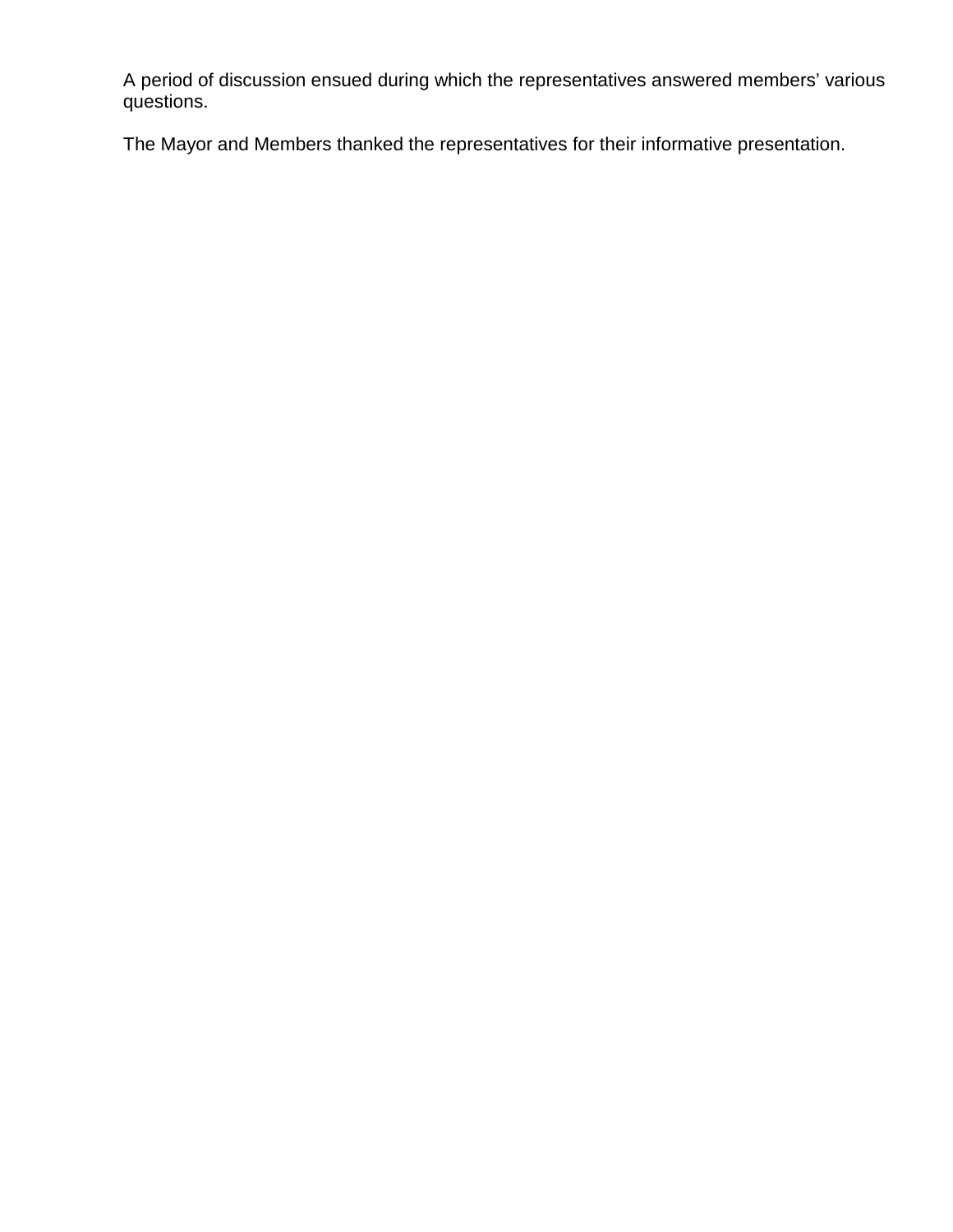A period of discussion ensued during which the representatives answered members' various questions.

The Mayor and Members thanked the representatives for their informative presentation.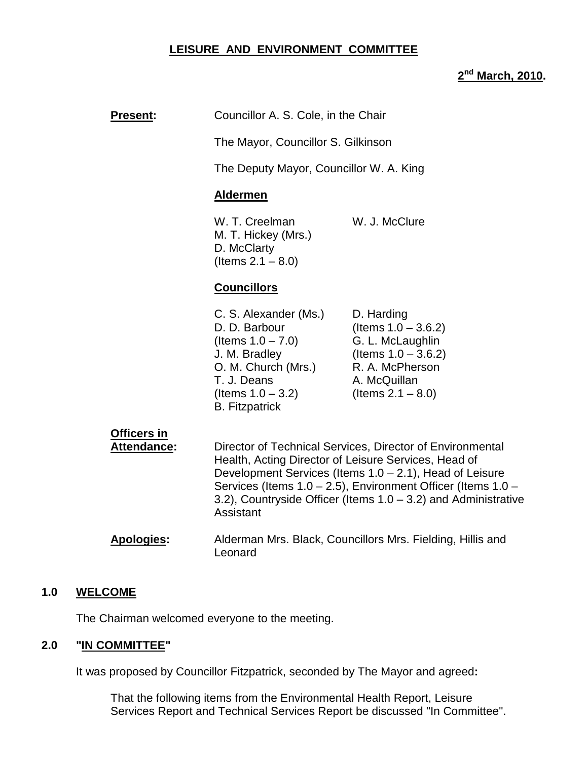**LEISURE AND ENVIRONMENT COMMITTEE**

**2nd March, 2010.**

**Present:** Councillor A. S. Cole, in the Chair

The Mayor, Councillor S. Gilkinson

The Deputy Mayor, Councillor W. A. King

**Aldermen**

W. T. Creelman
M. T. Hickey (Mrs.)
D. McClarty
(Items 2.1 – 8.0)
W. J. McClure

**Councillors**

C. S. Alexander (Ms.)
D. D. Barbour
(Items 1.0 – 7.0)
J. M. Bradley
O. M. Church (Mrs.)
T. J. Deans
(Items 1.0 – 3.2)
B. Fitzpatrick
D. Harding
(Items 1.0 – 3.6.2)
G. L. McLaughlin
(Items 1.0 – 3.6.2)
R. A. McPherson
A. McQuillan
(Items 2.1 – 8.0)

**Officers in Attendance:** Director of Technical Services, Director of Environmental Health, Acting Director of Leisure Services, Head of Development Services (Items 1.0 – 2.1), Head of Leisure Services (Items 1.0 – 2.5), Environment Officer (Items 1.0 – 3.2), Countryside Officer (Items 1.0 – 3.2) and Administrative Assistant

**Apologies:** Alderman Mrs. Black, Councillors Mrs. Fielding, Hillis and Leonard

## 1.0 WELCOME

The Chairman welcomed everyone to the meeting.

## 2.0 "IN COMMITTEE"

It was proposed by Councillor Fitzpatrick, seconded by The Mayor and agreed**:**

That the following items from the Environmental Health Report, Leisure Services Report and Technical Services Report be discussed "In Committee".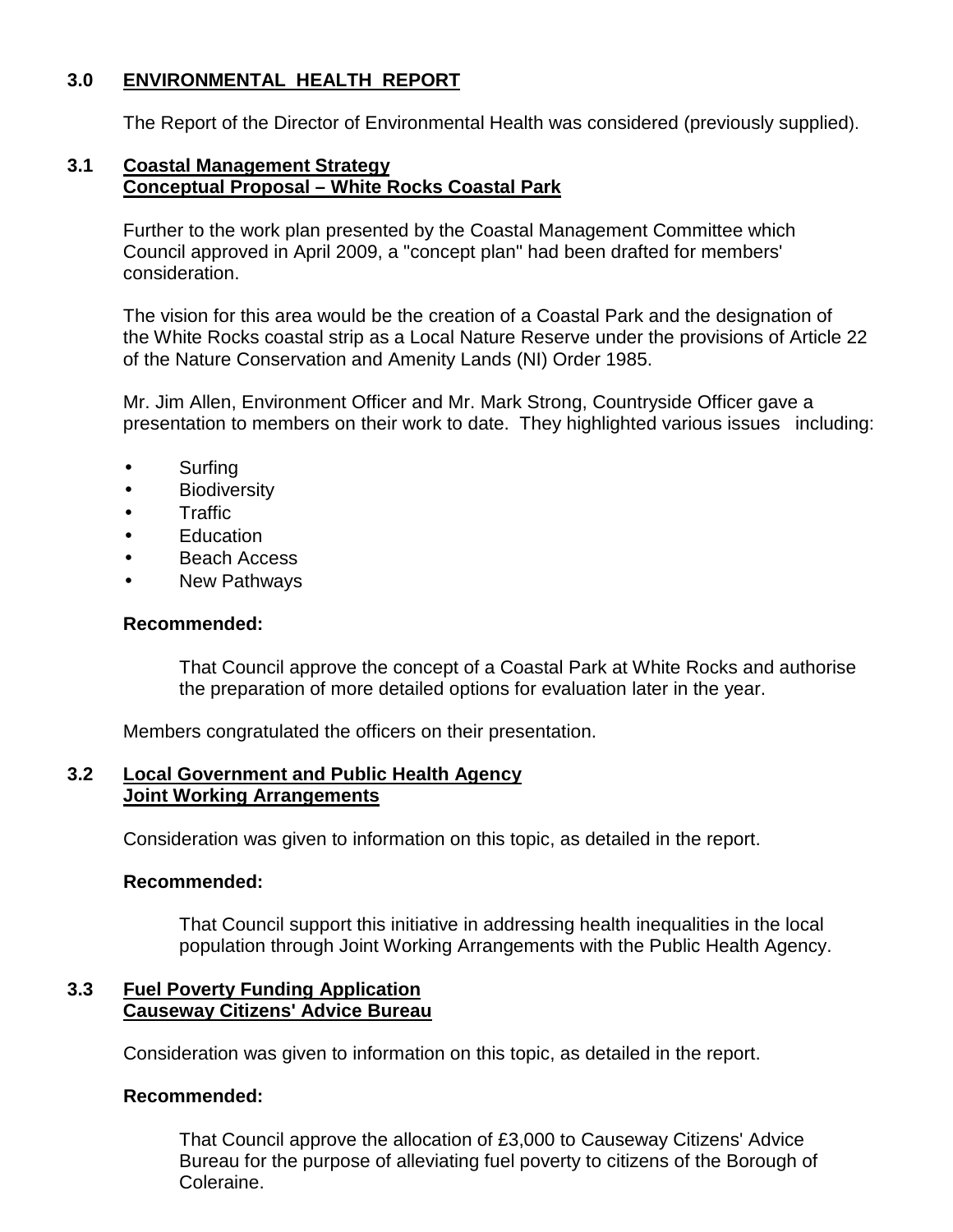## 3.0 ENVIRONMENTAL HEALTH REPORT

The Report of the Director of Environmental Health was considered (previously supplied).

### 3.1 Coastal Management Strategy Conceptual Proposal – White Rocks Coastal Park

Further to the work plan presented by the Coastal Management Committee which Council approved in April 2009, a "concept plan" had been drafted for members' consideration.

The vision for this area would be the creation of a Coastal Park and the designation of the White Rocks coastal strip as a Local Nature Reserve under the provisions of Article 22 of the Nature Conservation and Amenity Lands (NI) Order 1985.

Mr. Jim Allen, Environment Officer and Mr. Mark Strong, Countryside Officer gave a presentation to members on their work to date. They highlighted various issues including:

- Surfing
- Biodiversity
- Traffic
- Education
- Beach Access
- New Pathways

**Recommended:**

That Council approve the concept of a Coastal Park at White Rocks and authorise the preparation of more detailed options for evaluation later in the year.

Members congratulated the officers on their presentation.

### 3.2 Local Government and Public Health Agency Joint Working Arrangements

Consideration was given to information on this topic, as detailed in the report.

**Recommended:**

That Council support this initiative in addressing health inequalities in the local population through Joint Working Arrangements with the Public Health Agency.

### 3.3 Fuel Poverty Funding Application Causeway Citizens' Advice Bureau

Consideration was given to information on this topic, as detailed in the report.

**Recommended:**

That Council approve the allocation of £3,000 to Causeway Citizens' Advice Bureau for the purpose of alleviating fuel poverty to citizens of the Borough of Coleraine.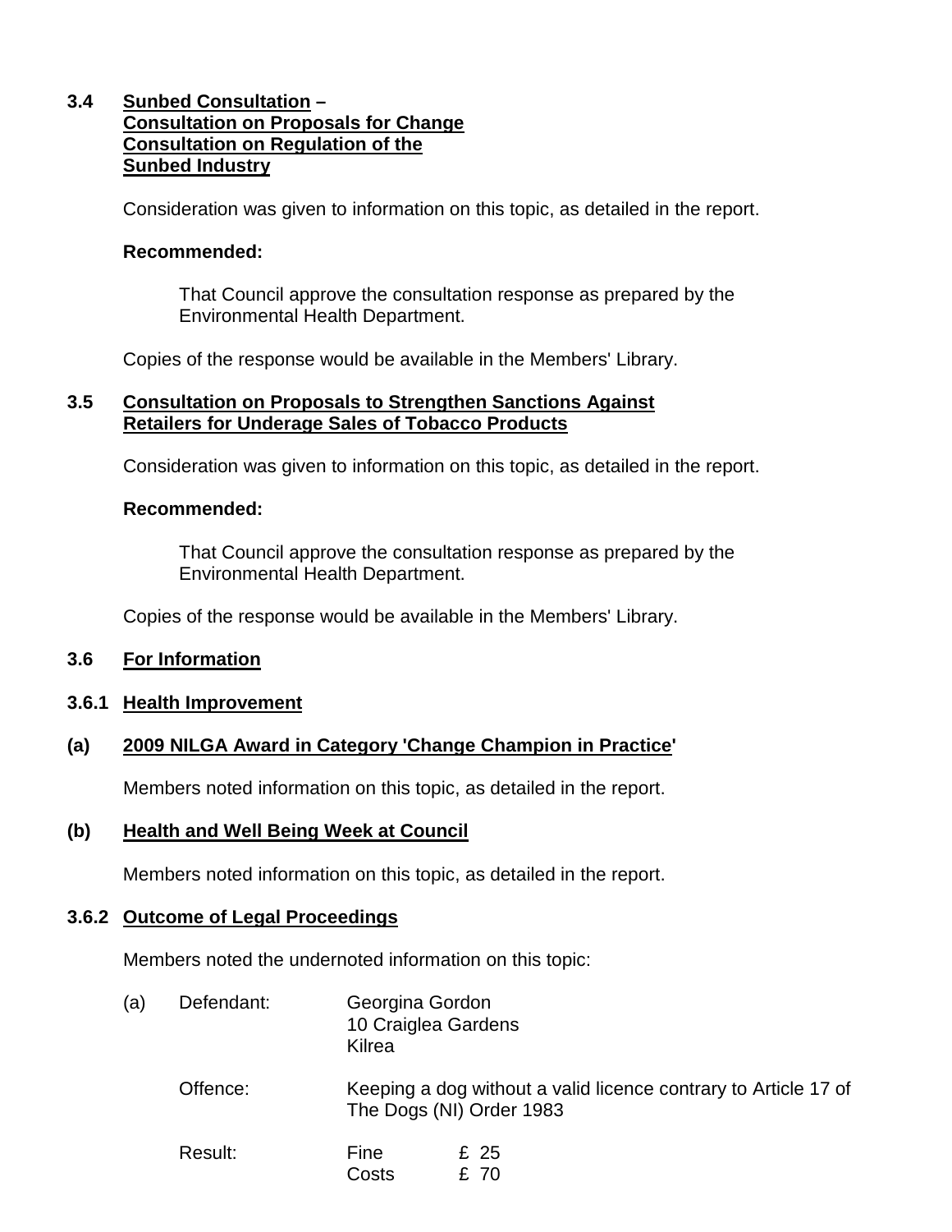### 3.4 <u>Sunbed Consultation</u> – <u>Consultation on Proposals for Change</u> <u>Consultation on Regulation of the</u> <u>Sunbed Industry</u>

Consideration was given to information on this topic, as detailed in the report.

**Recommended:**

> That Council approve the consultation response as prepared by the Environmental Health Department.

Copies of the response would be available in the Members' Library.

### 3.5 <u>Consultation on Proposals to Strengthen Sanctions Against Retailers for Underage Sales of Tobacco Products</u>

Consideration was given to information on this topic, as detailed in the report.

**Recommended:**

> That Council approve the consultation response as prepared by the Environmental Health Department.

Copies of the response would be available in the Members' Library.

### 3.6 <u>For Information</u>

### 3.6.1 <u>Health Improvement</u>

#### (a) <u>2009 NILGA Award in Category 'Change Champion in Practice'</u>

Members noted information on this topic, as detailed in the report.

#### (b) <u>Health and Well Being Week at Council</u>

Members noted information on this topic, as detailed in the report.

### 3.6.2 <u>Outcome of Legal Proceedings</u>

Members noted the undernoted information on this topic:

(a) Defendant: Georgina Gordon
10 Craiglea Gardens
Kilrea

Offence: Keeping a dog without a valid licence contrary to Article 17 of The Dogs (NI) Order 1983

Result: Fine £ 25
Costs £ 70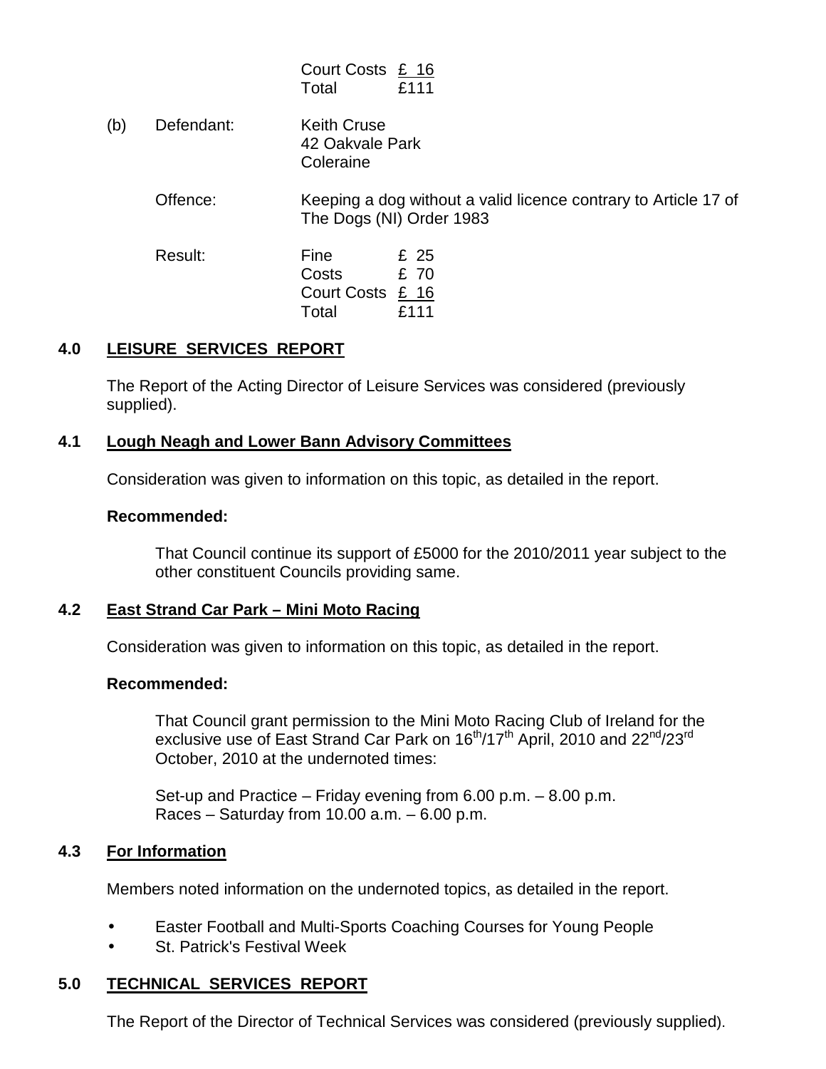| | |
|---|---|
| Court Costs | £ 16 |
| Total | £111 |

(b) Defendant: Keith Cruse
42 Oakvale Park
Coleraine

Offence: Keeping a dog without a valid licence contrary to Article 17 of The Dogs (NI) Order 1983

Result:

| | |
|---|---|
| Fine | £ 25 |
| Costs | £ 70 |
| Court Costs | £ 16 |
| Total | £111 |

## 4.0 LEISURE SERVICES REPORT

The Report of the Acting Director of Leisure Services was considered (previously supplied).

### 4.1 Lough Neagh and Lower Bann Advisory Committees

Consideration was given to information on this topic, as detailed in the report.

**Recommended:**

That Council continue its support of £5000 for the 2010/2011 year subject to the other constituent Councils providing same.

### 4.2 East Strand Car Park – Mini Moto Racing

Consideration was given to information on this topic, as detailed in the report.

**Recommended:**

That Council grant permission to the Mini Moto Racing Club of Ireland for the exclusive use of East Strand Car Park on 16th/17th April, 2010 and 22nd/23rd October, 2010 at the undernoted times:

Set-up and Practice – Friday evening from 6.00 p.m. – 8.00 p.m.
Races – Saturday from 10.00 a.m. – 6.00 p.m.

### 4.3 For Information

Members noted information on the undernoted topics, as detailed in the report.

- Easter Football and Multi-Sports Coaching Courses for Young People
- St. Patrick's Festival Week

## 5.0 TECHNICAL SERVICES REPORT

The Report of the Director of Technical Services was considered (previously supplied).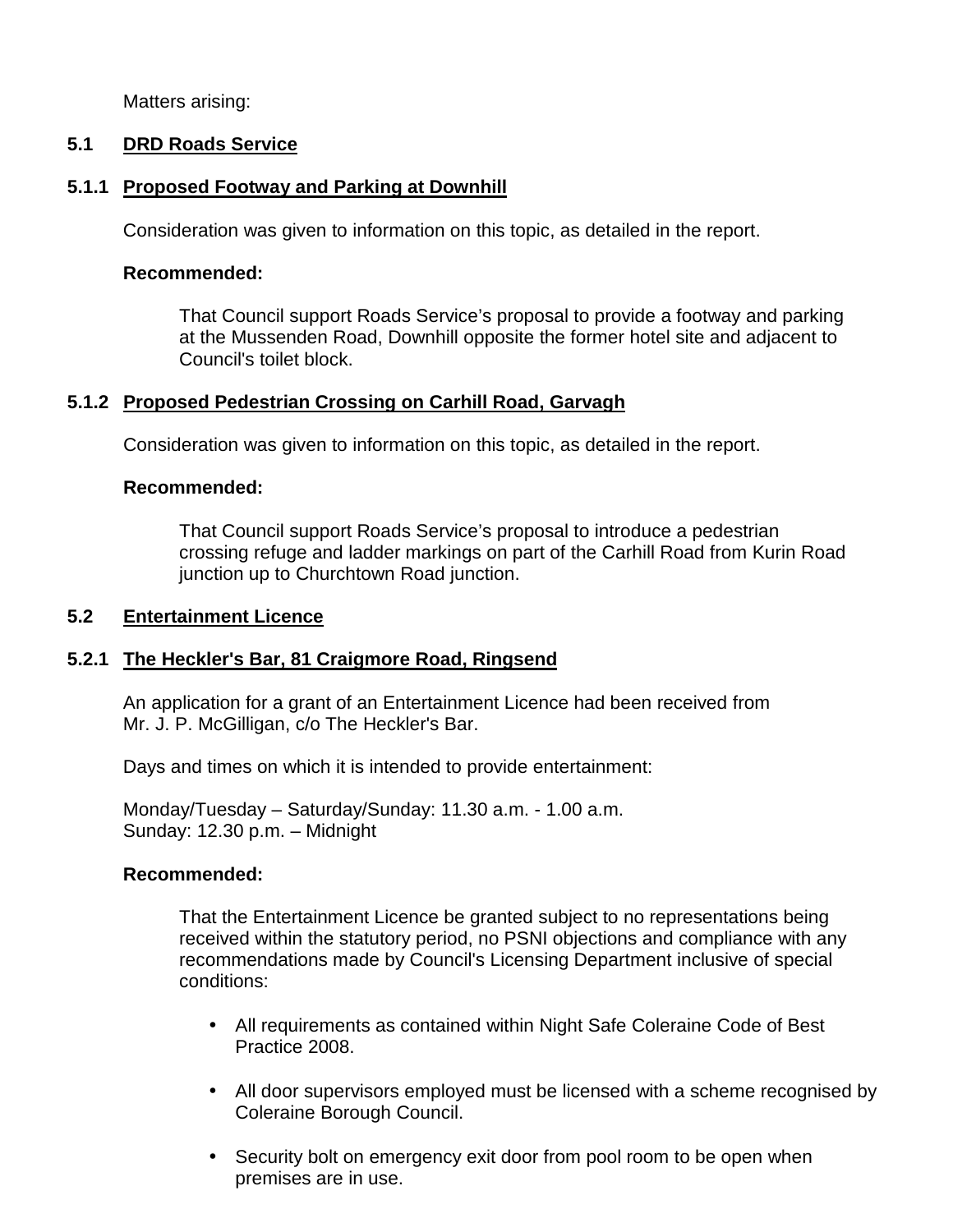Matters arising:

## 5.1 DRD Roads Service

### 5.1.1 Proposed Footway and Parking at Downhill

Consideration was given to information on this topic, as detailed in the report.

**Recommended:**

> That Council support Roads Service's proposal to provide a footway and parking at the Mussenden Road, Downhill opposite the former hotel site and adjacent to Council's toilet block.

### 5.1.2 Proposed Pedestrian Crossing on Carhill Road, Garvagh

Consideration was given to information on this topic, as detailed in the report.

**Recommended:**

> That Council support Roads Service's proposal to introduce a pedestrian crossing refuge and ladder markings on part of the Carhill Road from Kurin Road junction up to Churchtown Road junction.

## 5.2 Entertainment Licence

### 5.2.1 The Heckler's Bar, 81 Craigmore Road, Ringsend

An application for a grant of an Entertainment Licence had been received from Mr. J. P. McGilligan, c/o The Heckler's Bar.

Days and times on which it is intended to provide entertainment:

Monday/Tuesday – Saturday/Sunday: 11.30 a.m. - 1.00 a.m.
Sunday: 12.30 p.m. – Midnight

**Recommended:**

> That the Entertainment Licence be granted subject to no representations being received within the statutory period, no PSNI objections and compliance with any recommendations made by Council's Licensing Department inclusive of special conditions:
>
> - All requirements as contained within Night Safe Coleraine Code of Best Practice 2008.
> - All door supervisors employed must be licensed with a scheme recognised by Coleraine Borough Council.
> - Security bolt on emergency exit door from pool room to be open when premises are in use.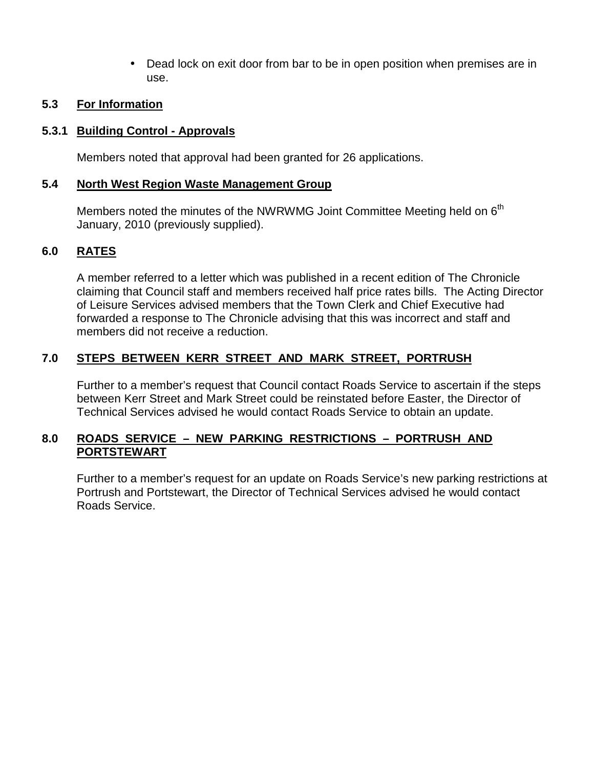- Dead lock on exit door from bar to be in open position when premises are in use.

## 5.3 For Information

### 5.3.1 Building Control - Approvals

Members noted that approval had been granted for 26 applications.

## 5.4 North West Region Waste Management Group

Members noted the minutes of the NWRWMG Joint Committee Meeting held on 6th January, 2010 (previously supplied).

## 6.0 RATES

A member referred to a letter which was published in a recent edition of The Chronicle claiming that Council staff and members received half price rates bills. The Acting Director of Leisure Services advised members that the Town Clerk and Chief Executive had forwarded a response to The Chronicle advising that this was incorrect and staff and members did not receive a reduction.

## 7.0 STEPS BETWEEN KERR STREET AND MARK STREET, PORTRUSH

Further to a member's request that Council contact Roads Service to ascertain if the steps between Kerr Street and Mark Street could be reinstated before Easter, the Director of Technical Services advised he would contact Roads Service to obtain an update.

## 8.0 ROADS SERVICE – NEW PARKING RESTRICTIONS – PORTRUSH AND PORTSTEWART

Further to a member's request for an update on Roads Service's new parking restrictions at Portrush and Portstewart, the Director of Technical Services advised he would contact Roads Service.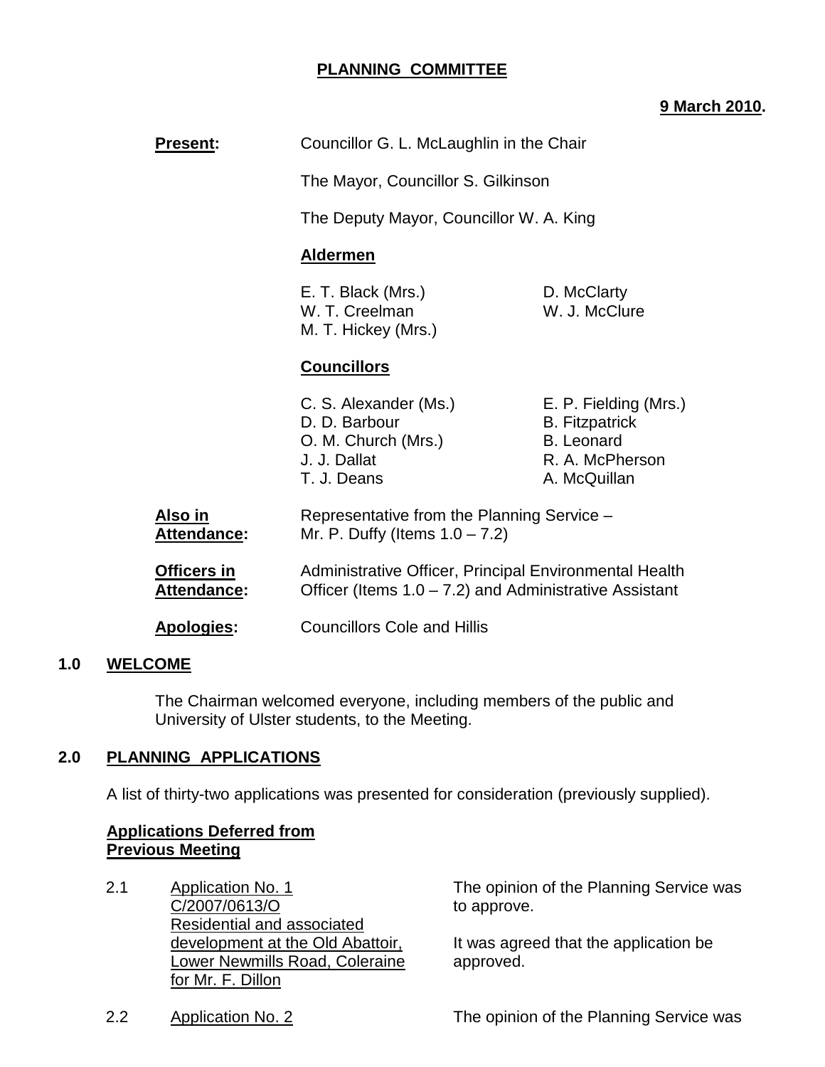**PLANNING COMMITTEE**

**9 March 2010.**

**Present:** Councillor G. L. McLaughlin in the Chair

The Mayor, Councillor S. Gilkinson

The Deputy Mayor, Councillor W. A. King

**Aldermen**

E. T. Black (Mrs.)
W. T. Creelman
M. T. Hickey (Mrs.)
D. McClarty
W. J. McClure

**Councillors**

C. S. Alexander (Ms.)
D. D. Barbour
O. M. Church (Mrs.)
J. J. Dallat
T. J. Deans
E. P. Fielding (Mrs.)
B. Fitzpatrick
B. Leonard
R. A. McPherson
A. McQuillan

**Also in Attendance:** Representative from the Planning Service – Mr. P. Duffy (Items 1.0 – 7.2)

**Officers in Attendance:** Administrative Officer, Principal Environmental Health Officer (Items 1.0 – 7.2) and Administrative Assistant

**Apologies:** Councillors Cole and Hillis

## 1.0 WELCOME

The Chairman welcomed everyone, including members of the public and University of Ulster students, to the Meeting.

## 2.0 PLANNING APPLICATIONS

A list of thirty-two applications was presented for consideration (previously supplied).

**Applications Deferred from Previous Meeting**

2.1 Application No. 1
C/2007/0613/O
Residential and associated development at the Old Abattoir, Lower Newmills Road, Coleraine for Mr. F. Dillon

The opinion of the Planning Service was to approve.

It was agreed that the application be approved.

2.2 Application No. 2

The opinion of the Planning Service was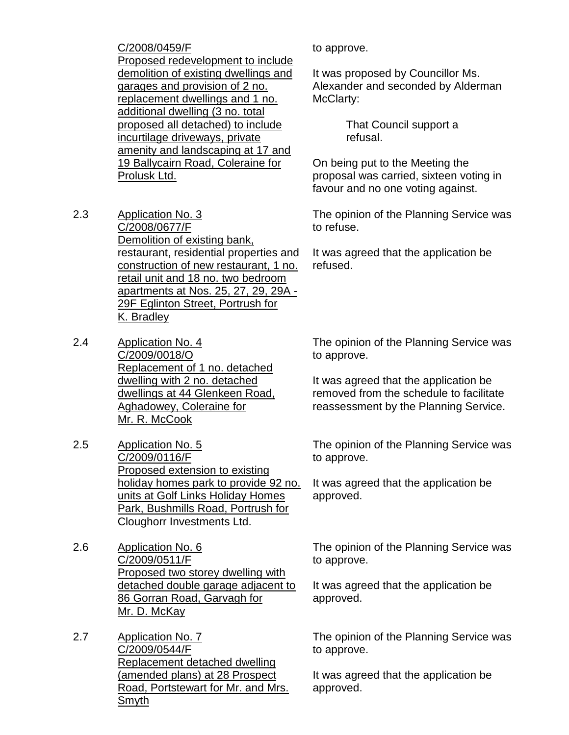C/2008/0459/F
Proposed redevelopment to include demolition of existing dwellings and garages and provision of 2 no. replacement dwellings and 1 no. additional dwelling (3 no. total proposed all detached) to include incurtilage driveways, private amenity and landscaping at 17 and 19 Ballycairn Road, Coleraine for Prolusk Ltd.

to approve.

It was proposed by Councillor Ms. Alexander and seconded by Alderman McClarty:

> That Council support a refusal.

On being put to the Meeting the proposal was carried, sixteen voting in favour and no one voting against.

2.3 Application No. 3
C/2008/0677/F
Demolition of existing bank, restaurant, residential properties and construction of new restaurant, 1 no. retail unit and 18 no. two bedroom apartments at Nos. 25, 27, 29, 29A - 29F Eglinton Street, Portrush for K. Bradley

The opinion of the Planning Service was to refuse.

It was agreed that the application be refused.

2.4 Application No. 4
C/2009/0018/O
Replacement of 1 no. detached dwelling with 2 no. detached dwellings at 44 Glenkeen Road, Aghadowey, Coleraine for Mr. R. McCook

The opinion of the Planning Service was to approve.

It was agreed that the application be removed from the schedule to facilitate reassessment by the Planning Service.

2.5 Application No. 5
C/2009/0116/F
Proposed extension to existing holiday homes park to provide 92 no. units at Golf Links Holiday Homes Park, Bushmills Road, Portrush for Cloughorr Investments Ltd.

The opinion of the Planning Service was to approve.

It was agreed that the application be approved.

2.6 Application No. 6
C/2009/0511/F
Proposed two storey dwelling with detached double garage adjacent to 86 Gorran Road, Garvagh for Mr. D. McKay

The opinion of the Planning Service was to approve.

It was agreed that the application be approved.

2.7 Application No. 7
C/2009/0544/F
Replacement detached dwelling (amended plans) at 28 Prospect Road, Portstewart for Mr. and Mrs. Smyth

The opinion of the Planning Service was to approve.

It was agreed that the application be approved.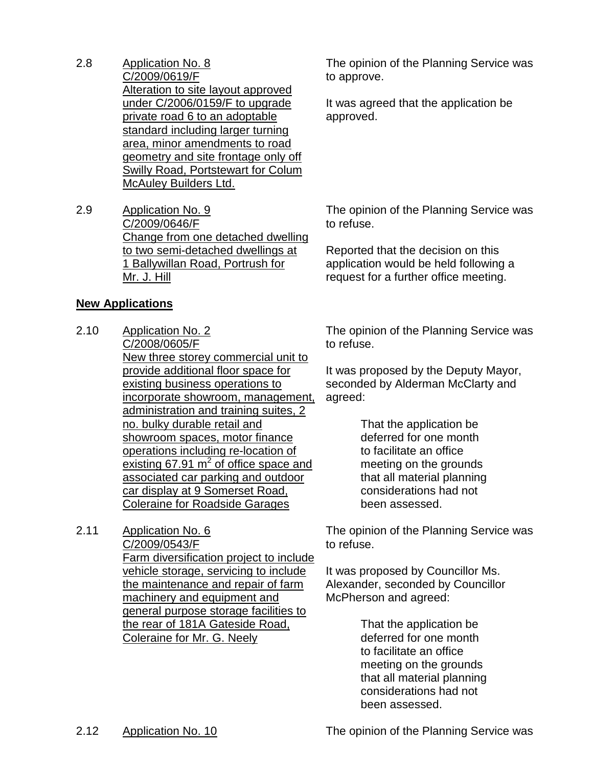2.8 Application No. 8
C/2009/0619/F
Alteration to site layout approved under C/2006/0159/F to upgrade private road 6 to an adoptable standard including larger turning area, minor amendments to road geometry and site frontage only off Swilly Road, Portstewart for Colum McAuley Builders Ltd.

The opinion of the Planning Service was to approve.

It was agreed that the application be approved.

2.9 Application No. 9
C/2009/0646/F
Change from one detached dwelling to two semi-detached dwellings at 1 Ballywillan Road, Portrush for Mr. J. Hill

The opinion of the Planning Service was to refuse.

Reported that the decision on this application would be held following a request for a further office meeting.

**New Applications**

2.10 Application No. 2
C/2008/0605/F
New three storey commercial unit to provide additional floor space for existing business operations to incorporate showroom, management, administration and training suites, 2 no. bulky durable retail and showroom spaces, motor finance operations including re-location of existing 67.91 $m^2$ of office space and associated car parking and outdoor car display at 9 Somerset Road, Coleraine for Roadside Garages

The opinion of the Planning Service was to refuse.

It was proposed by the Deputy Mayor, seconded by Alderman McClarty and agreed:

> That the application be deferred for one month to facilitate an office meeting on the grounds that all material planning considerations had not been assessed.

2.11 Application No. 6
C/2009/0543/F
Farm diversification project to include vehicle storage, servicing to include the maintenance and repair of farm machinery and equipment and general purpose storage facilities to the rear of 181A Gateside Road, Coleraine for Mr. G. Neely

The opinion of the Planning Service was to refuse.

It was proposed by Councillor Ms. Alexander, seconded by Councillor McPherson and agreed:

> That the application be deferred for one month to facilitate an office meeting on the grounds that all material planning considerations had not been assessed.

2.12 Application No. 10

The opinion of the Planning Service was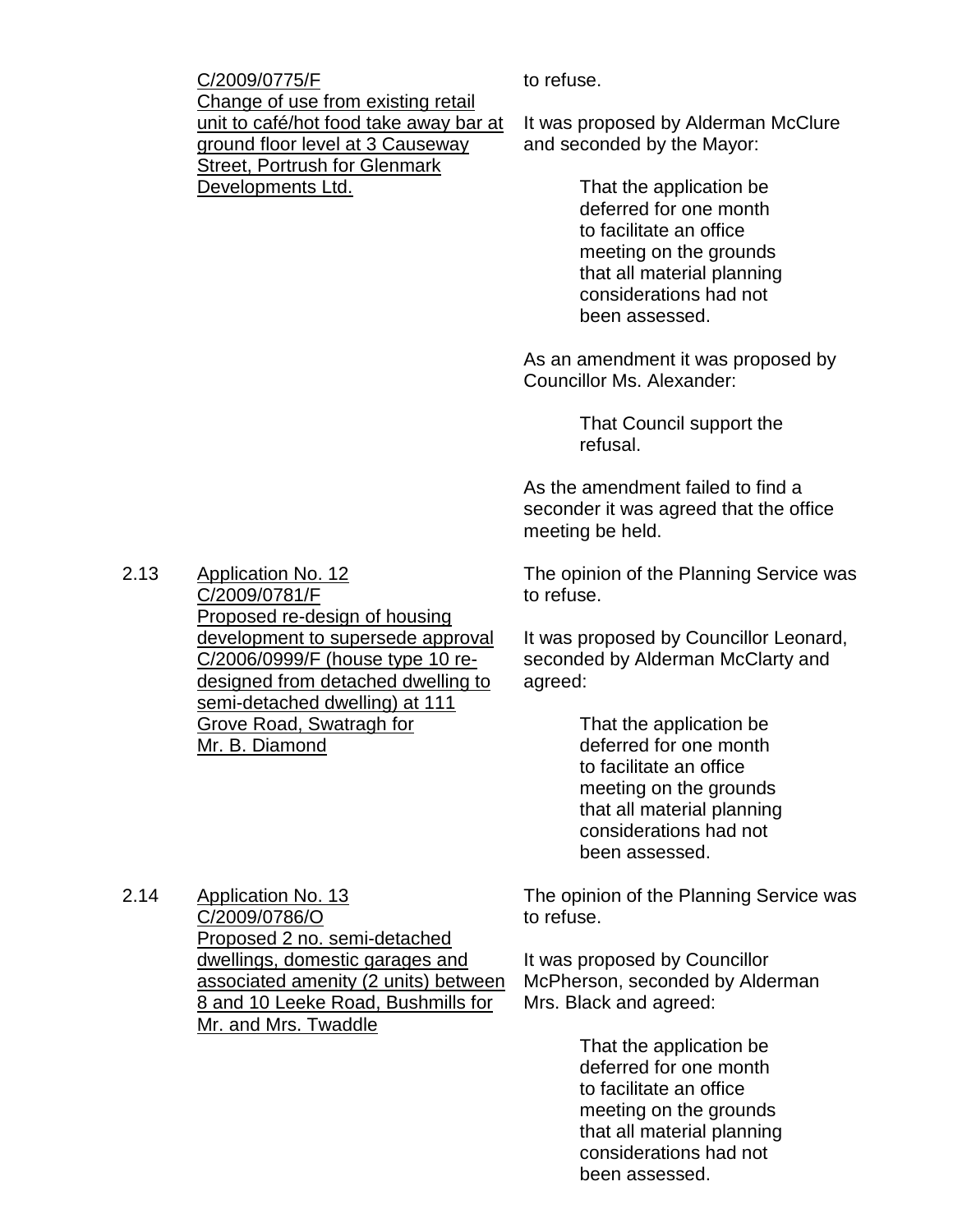C/2009/0775/F
Change of use from existing retail unit to café/hot food take away bar at ground floor level at 3 Causeway Street, Portrush for Glenmark Developments Ltd.

to refuse.

It was proposed by Alderman McClure and seconded by the Mayor:

> That the application be deferred for one month to facilitate an office meeting on the grounds that all material planning considerations had not been assessed.

As an amendment it was proposed by Councillor Ms. Alexander:

> That Council support the refusal.

As the amendment failed to find a seconder it was agreed that the office meeting be held.

2.13 Application No. 12
C/2009/0781/F
Proposed re-design of housing development to supersede approval C/2006/0999/F (house type 10 re-designed from detached dwelling to semi-detached dwelling) at 111 Grove Road, Swatragh for Mr. B. Diamond

The opinion of the Planning Service was to refuse.

It was proposed by Councillor Leonard, seconded by Alderman McClarty and agreed:

> That the application be deferred for one month to facilitate an office meeting on the grounds that all material planning considerations had not been assessed.

2.14 Application No. 13
C/2009/0786/O
Proposed 2 no. semi-detached dwellings, domestic garages and associated amenity (2 units) between 8 and 10 Leeke Road, Bushmills for Mr. and Mrs. Twaddle

The opinion of the Planning Service was to refuse.

It was proposed by Councillor McPherson, seconded by Alderman Mrs. Black and agreed:

> That the application be deferred for one month to facilitate an office meeting on the grounds that all material planning considerations had not been assessed.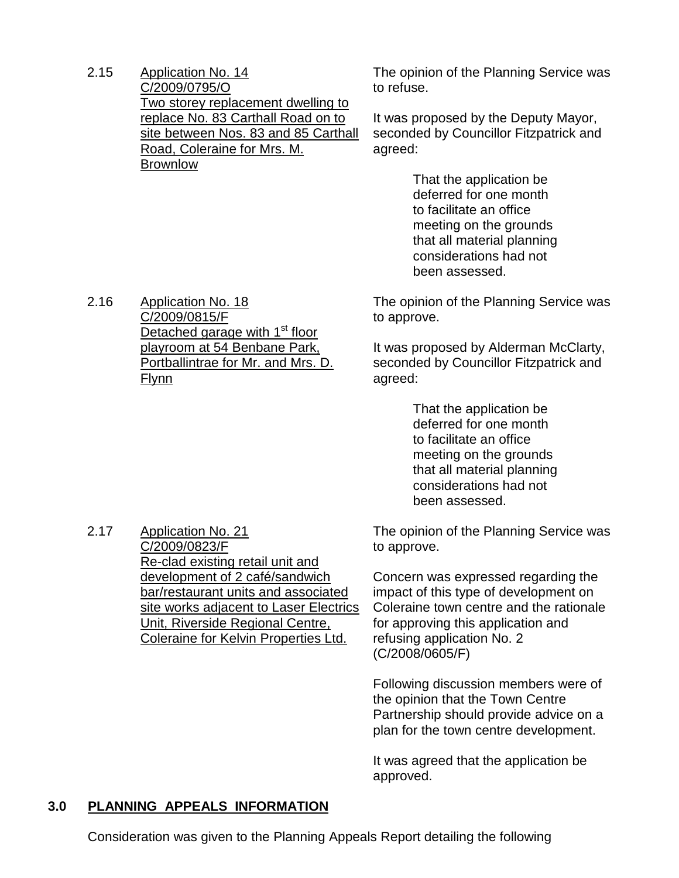2.15 <u>Application No. 14 C/2009/0795/O Two storey replacement dwelling to replace No. 83 Carthall Road on to site between Nos. 83 and 85 Carthall Road, Coleraine for Mrs. M. Brownlow</u>

The opinion of the Planning Service was to refuse.

It was proposed by the Deputy Mayor, seconded by Councillor Fitzpatrick and agreed:

> That the application be deferred for one month to facilitate an office meeting on the grounds that all material planning considerations had not been assessed.

2.16 <u>Application No. 18 C/2009/0815/F Detached garage with 1st floor playroom at 54 Benbane Park, Portballintrae for Mr. and Mrs. D. Flynn</u>

The opinion of the Planning Service was to approve.

It was proposed by Alderman McClarty, seconded by Councillor Fitzpatrick and agreed:

> That the application be deferred for one month to facilitate an office meeting on the grounds that all material planning considerations had not been assessed.

2.17 <u>Application No. 21 C/2009/0823/F Re-clad existing retail unit and development of 2 café/sandwich bar/restaurant units and associated site works adjacent to Laser Electrics Unit, Riverside Regional Centre, Coleraine for Kelvin Properties Ltd.</u>

The opinion of the Planning Service was to approve.

Concern was expressed regarding the impact of this type of development on Coleraine town centre and the rationale for approving this application and refusing application No. 2 (C/2008/0605/F)

Following discussion members were of the opinion that the Town Centre Partnership should provide advice on a plan for the town centre development.

It was agreed that the application be approved.

## 3.0 PLANNING APPEALS INFORMATION

Consideration was given to the Planning Appeals Report detailing the following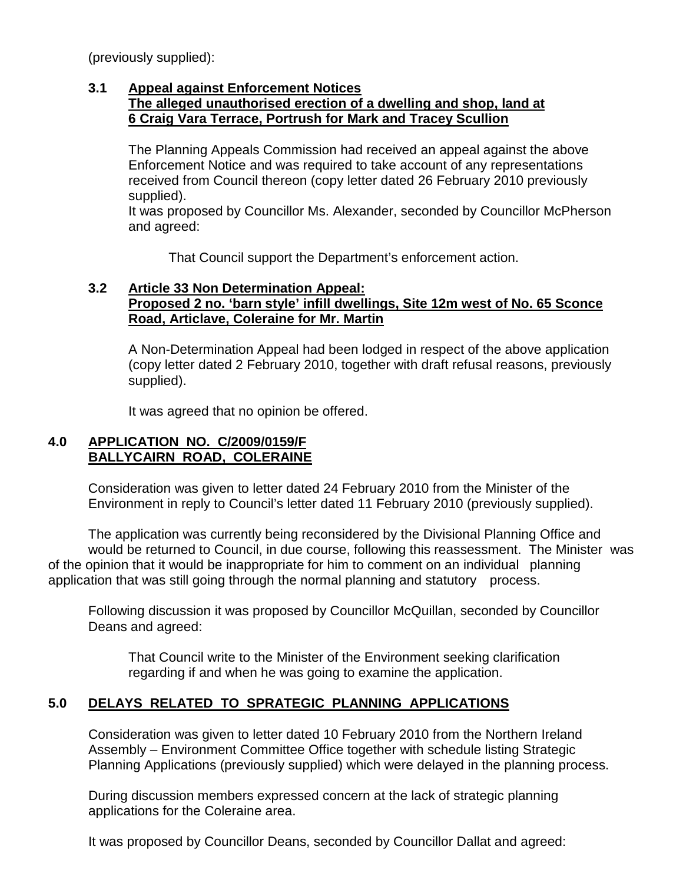(previously supplied):

**3.1 Appeal against Enforcement Notices**
**The alleged unauthorised erection of a dwelling and shop, land at 6 Craig Vara Terrace, Portrush for Mark and Tracey Scullion**

The Planning Appeals Commission had received an appeal against the above Enforcement Notice and was required to take account of any representations received from Council thereon (copy letter dated 26 February 2010 previously supplied).
It was proposed by Councillor Ms. Alexander, seconded by Councillor McPherson and agreed:

> That Council support the Department's enforcement action.

**3.2 Article 33 Non Determination Appeal:**
**Proposed 2 no. 'barn style' infill dwellings, Site 12m west of No. 65 Sconce Road, Articlave, Coleraine for Mr. Martin**

A Non-Determination Appeal had been lodged in respect of the above application (copy letter dated 2 February 2010, together with draft refusal reasons, previously supplied).

It was agreed that no opinion be offered.

## 4.0 APPLICATION NO. C/2009/0159/F BALLYCAIRN ROAD, COLERAINE

Consideration was given to letter dated 24 February 2010 from the Minister of the Environment in reply to Council's letter dated 11 February 2010 (previously supplied).

The application was currently being reconsidered by the Divisional Planning Office and would be returned to Council, in due course, following this reassessment. The Minister was of the opinion that it would be inappropriate for him to comment on an individual planning application that was still going through the normal planning and statutory process.

Following discussion it was proposed by Councillor McQuillan, seconded by Councillor Deans and agreed:

> That Council write to the Minister of the Environment seeking clarification regarding if and when he was going to examine the application.

## 5.0 DELAYS RELATED TO SPRATEGIC PLANNING APPLICATIONS

Consideration was given to letter dated 10 February 2010 from the Northern Ireland Assembly – Environment Committee Office together with schedule listing Strategic Planning Applications (previously supplied) which were delayed in the planning process.

During discussion members expressed concern at the lack of strategic planning applications for the Coleraine area.

It was proposed by Councillor Deans, seconded by Councillor Dallat and agreed: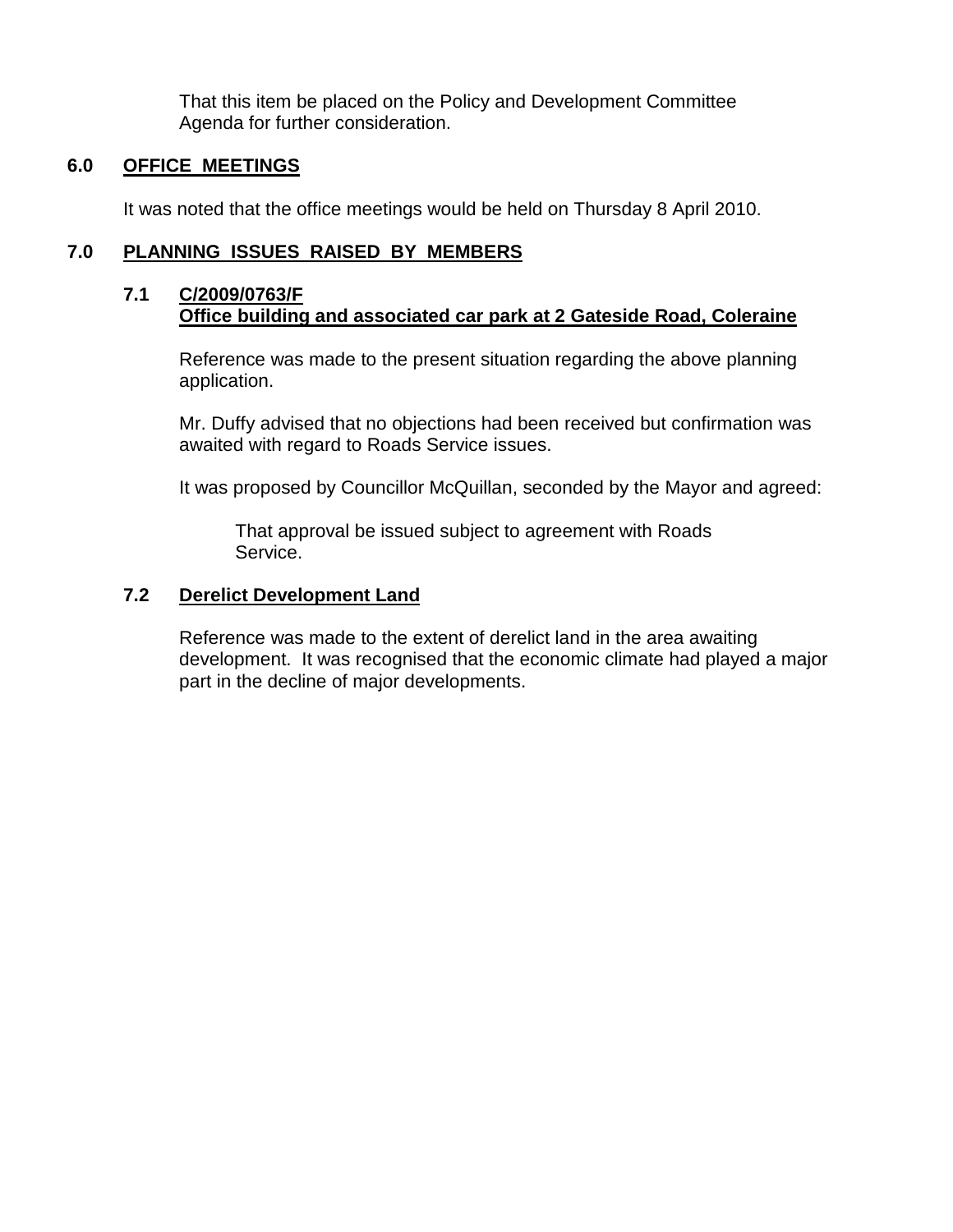That this item be placed on the Policy and Development Committee Agenda for further consideration.

## 6.0 OFFICE MEETINGS

It was noted that the office meetings would be held on Thursday 8 April 2010.

## 7.0 PLANNING ISSUES RAISED BY MEMBERS

### 7.1 C/2009/0763/F
### Office building and associated car park at 2 Gateside Road, Coleraine

Reference was made to the present situation regarding the above planning application.

Mr. Duffy advised that no objections had been received but confirmation was awaited with regard to Roads Service issues.

It was proposed by Councillor McQuillan, seconded by the Mayor and agreed:

> That approval be issued subject to agreement with Roads Service.

### 7.2 Derelict Development Land

Reference was made to the extent of derelict land in the area awaiting development. It was recognised that the economic climate had played a major part in the decline of major developments.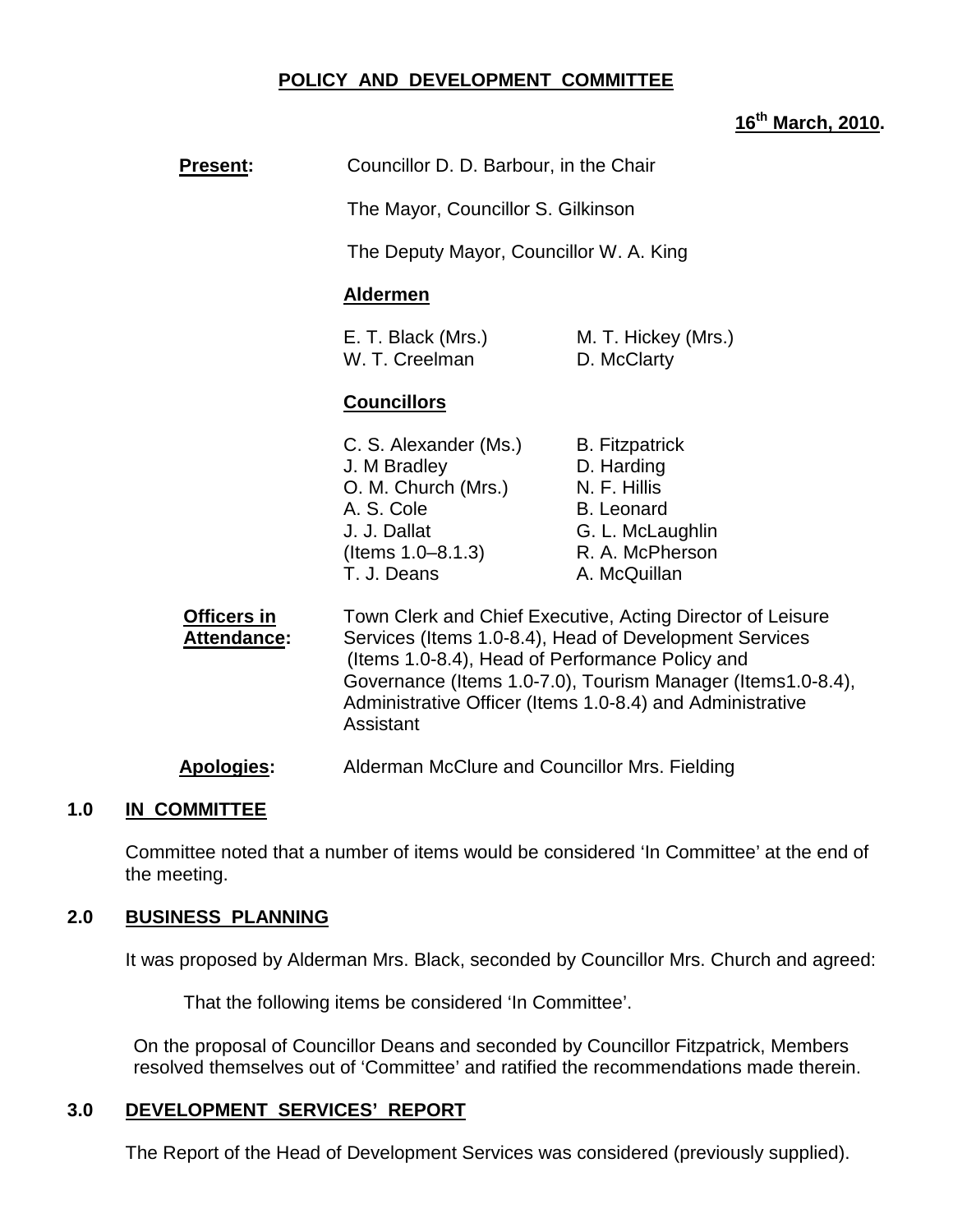**POLICY AND DEVELOPMENT COMMITTEE**

**16th March, 2010.**

**Present:** Councillor D. D. Barbour, in the Chair

The Mayor, Councillor S. Gilkinson

The Deputy Mayor, Councillor W. A. King

**Aldermen**

E. T. Black (Mrs.)
M. T. Hickey (Mrs.)
W. T. Creelman
D. McClarty

**Councillors**

C. S. Alexander (Ms.)
B. Fitzpatrick
J. M Bradley
D. Harding
O. M. Church (Mrs.)
N. F. Hillis
A. S. Cole
B. Leonard
J. J. Dallat (Items 1.0–8.1.3)
G. L. McLaughlin
R. A. McPherson
T. J. Deans
A. McQuillan

**Officers in Attendance:** Town Clerk and Chief Executive, Acting Director of Leisure Services (Items 1.0-8.4), Head of Development Services (Items 1.0-8.4), Head of Performance Policy and Governance (Items 1.0-7.0), Tourism Manager (Items1.0-8.4), Administrative Officer (Items 1.0-8.4) and Administrative Assistant

**Apologies:** Alderman McClure and Councillor Mrs. Fielding

## 1.0 IN COMMITTEE

Committee noted that a number of items would be considered 'In Committee' at the end of the meeting.

## 2.0 BUSINESS PLANNING

It was proposed by Alderman Mrs. Black, seconded by Councillor Mrs. Church and agreed:

That the following items be considered 'In Committee'.

On the proposal of Councillor Deans and seconded by Councillor Fitzpatrick, Members resolved themselves out of 'Committee' and ratified the recommendations made therein.

## 3.0 DEVELOPMENT SERVICES' REPORT

The Report of the Head of Development Services was considered (previously supplied).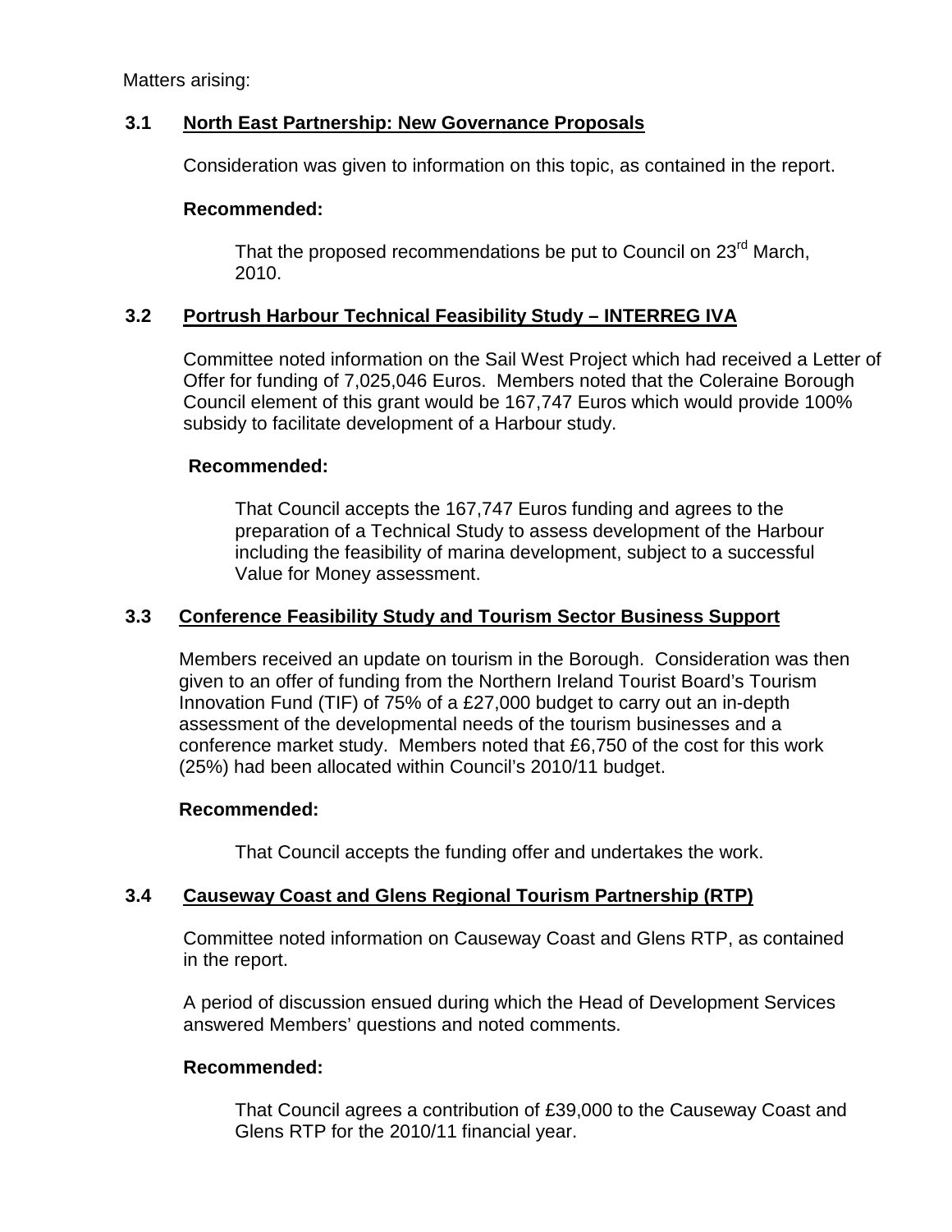Matters arising:

### 3.1 North East Partnership: New Governance Proposals

Consideration was given to information on this topic, as contained in the report.

**Recommended:**

That the proposed recommendations be put to Council on 23rd March, 2010.

### 3.2 Portrush Harbour Technical Feasibility Study – INTERREG IVA

Committee noted information on the Sail West Project which had received a Letter of Offer for funding of 7,025,046 Euros. Members noted that the Coleraine Borough Council element of this grant would be 167,747 Euros which would provide 100% subsidy to facilitate development of a Harbour study.

**Recommended:**

That Council accepts the 167,747 Euros funding and agrees to the preparation of a Technical Study to assess development of the Harbour including the feasibility of marina development, subject to a successful Value for Money assessment.

### 3.3 Conference Feasibility Study and Tourism Sector Business Support

Members received an update on tourism in the Borough. Consideration was then given to an offer of funding from the Northern Ireland Tourist Board's Tourism Innovation Fund (TIF) of 75% of a £27,000 budget to carry out an in-depth assessment of the developmental needs of the tourism businesses and a conference market study. Members noted that £6,750 of the cost for this work (25%) had been allocated within Council's 2010/11 budget.

**Recommended:**

That Council accepts the funding offer and undertakes the work.

### 3.4 Causeway Coast and Glens Regional Tourism Partnership (RTP)

Committee noted information on Causeway Coast and Glens RTP, as contained in the report.

A period of discussion ensued during which the Head of Development Services answered Members' questions and noted comments.

**Recommended:**

That Council agrees a contribution of £39,000 to the Causeway Coast and Glens RTP for the 2010/11 financial year.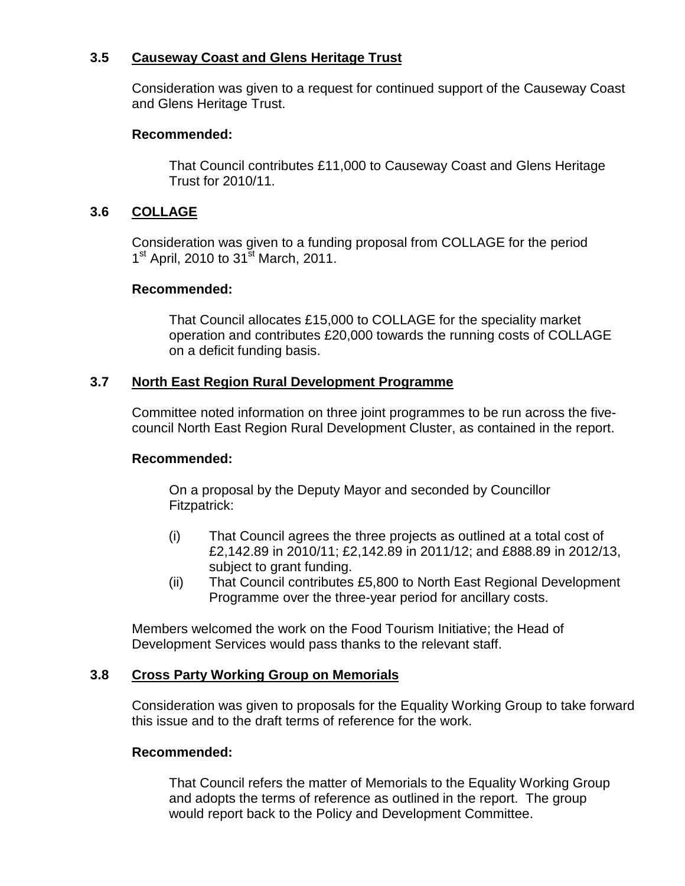### 3.5 Causeway Coast and Glens Heritage Trust

Consideration was given to a request for continued support of the Causeway Coast and Glens Heritage Trust.

**Recommended:**

That Council contributes £11,000 to Causeway Coast and Glens Heritage Trust for 2010/11.

### 3.6 COLLAGE

Consideration was given to a funding proposal from COLLAGE for the period 1st April, 2010 to 31st March, 2011.

**Recommended:**

That Council allocates £15,000 to COLLAGE for the speciality market operation and contributes £20,000 towards the running costs of COLLAGE on a deficit funding basis.

### 3.7 North East Region Rural Development Programme

Committee noted information on three joint programmes to be run across the five-council North East Region Rural Development Cluster, as contained in the report.

**Recommended:**

On a proposal by the Deputy Mayor and seconded by Councillor Fitzpatrick:

(i) That Council agrees the three projects as outlined at a total cost of £2,142.89 in 2010/11; £2,142.89 in 2011/12; and £888.89 in 2012/13, subject to grant funding.

(ii) That Council contributes £5,800 to North East Regional Development Programme over the three-year period for ancillary costs.

Members welcomed the work on the Food Tourism Initiative; the Head of Development Services would pass thanks to the relevant staff.

### 3.8 Cross Party Working Group on Memorials

Consideration was given to proposals for the Equality Working Group to take forward this issue and to the draft terms of reference for the work.

**Recommended:**

That Council refers the matter of Memorials to the Equality Working Group and adopts the terms of reference as outlined in the report. The group would report back to the Policy and Development Committee.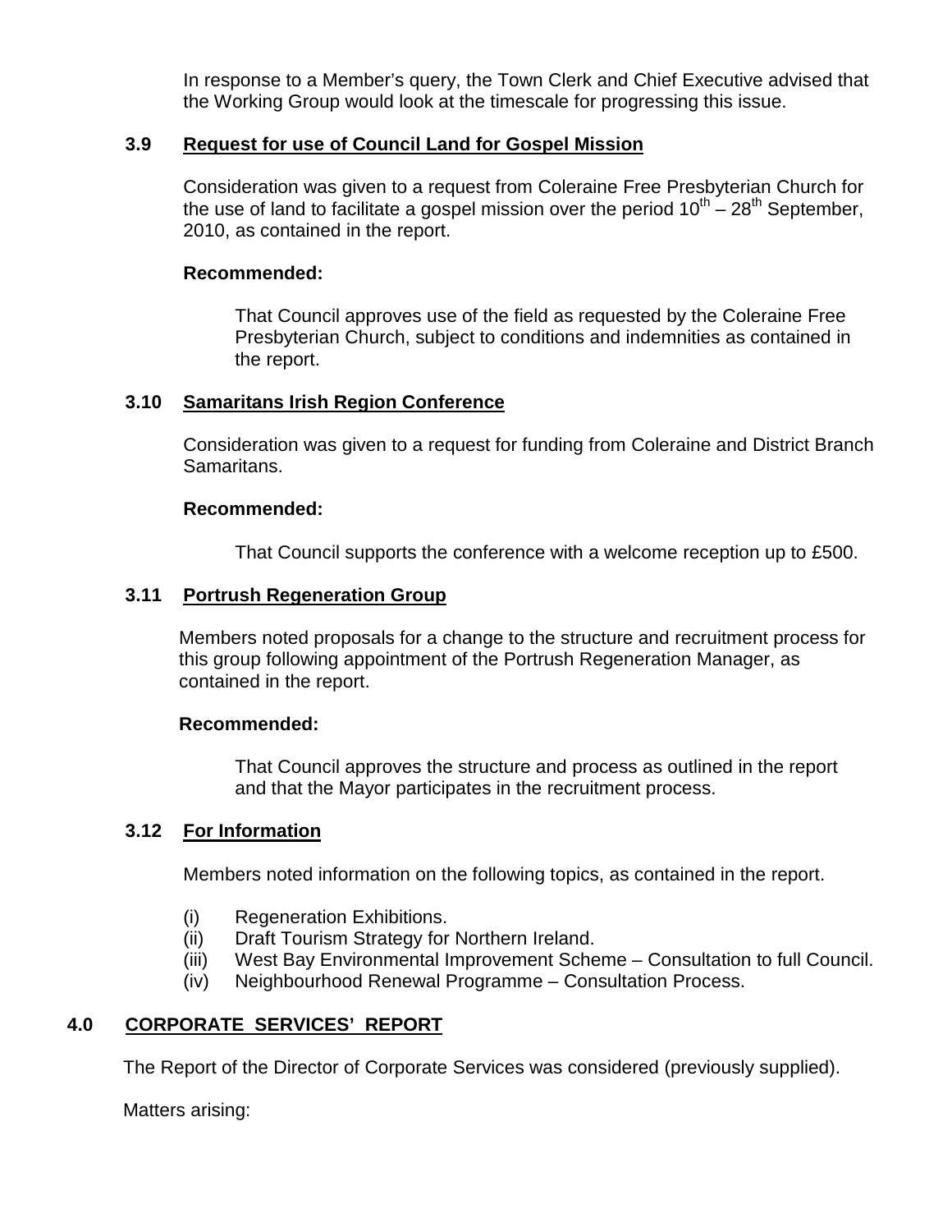In response to a Member's query, the Town Clerk and Chief Executive advised that the Working Group would look at the timescale for progressing this issue.

### 3.9 Request for use of Council Land for Gospel Mission

Consideration was given to a request from Coleraine Free Presbyterian Church for the use of land to facilitate a gospel mission over the period 10th – 28th September, 2010, as contained in the report.

**Recommended:**

That Council approves use of the field as requested by the Coleraine Free Presbyterian Church, subject to conditions and indemnities as contained in the report.

### 3.10 Samaritans Irish Region Conference

Consideration was given to a request for funding from Coleraine and District Branch Samaritans.

**Recommended:**

That Council supports the conference with a welcome reception up to £500.

### 3.11 Portrush Regeneration Group

Members noted proposals for a change to the structure and recruitment process for this group following appointment of the Portrush Regeneration Manager, as contained in the report.

**Recommended:**

That Council approves the structure and process as outlined in the report and that the Mayor participates in the recruitment process.

### 3.12 For Information

Members noted information on the following topics, as contained in the report.

- (i) Regeneration Exhibitions.
- (ii) Draft Tourism Strategy for Northern Ireland.
- (iii) West Bay Environmental Improvement Scheme – Consultation to full Council.
- (iv) Neighbourhood Renewal Programme – Consultation Process.

## 4.0 CORPORATE SERVICES' REPORT

The Report of the Director of Corporate Services was considered (previously supplied).

Matters arising: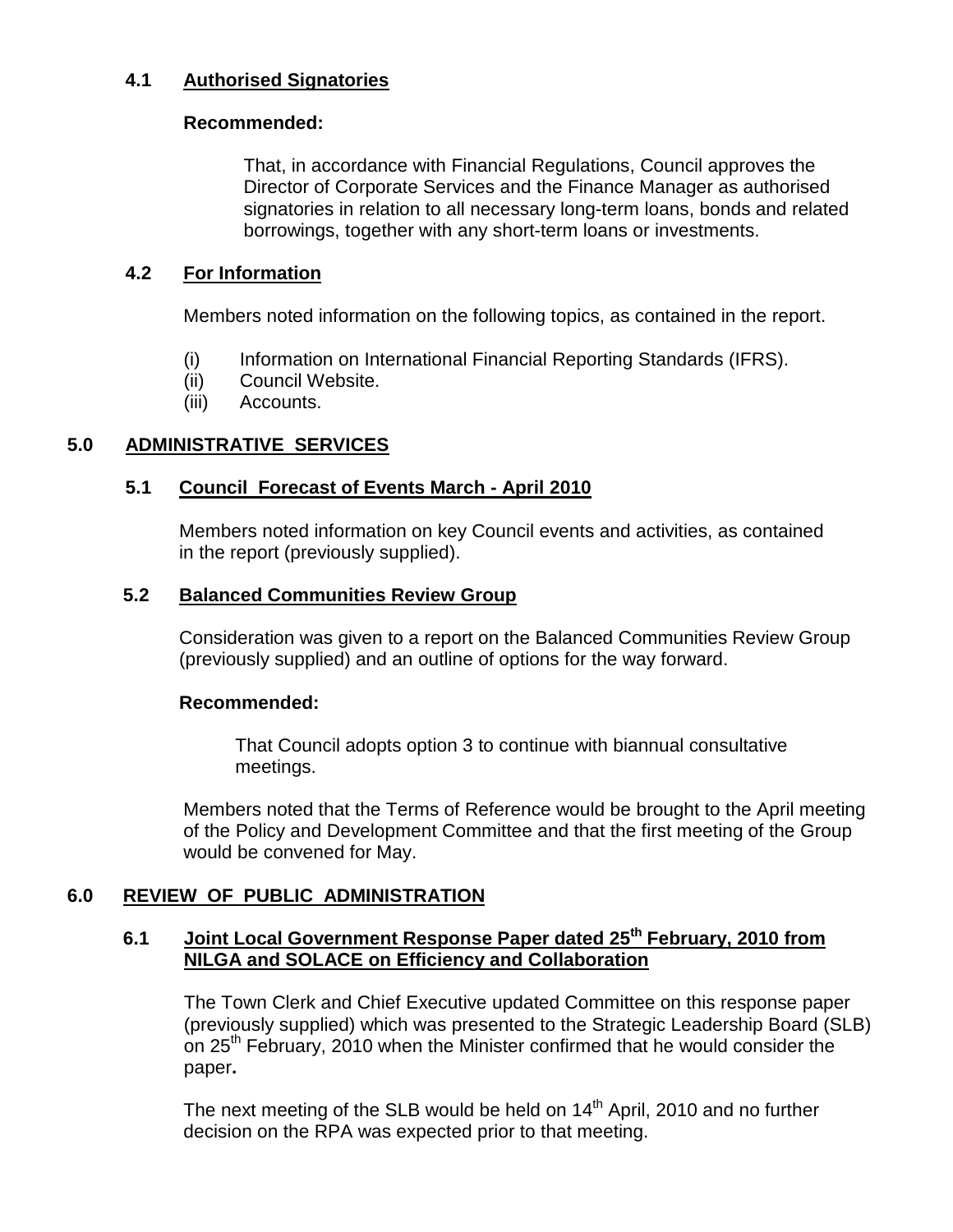### 4.1 Authorised Signatories

**Recommended:**

That, in accordance with Financial Regulations, Council approves the Director of Corporate Services and the Finance Manager as authorised signatories in relation to all necessary long-term loans, bonds and related borrowings, together with any short-term loans or investments.

### 4.2 For Information

Members noted information on the following topics, as contained in the report.

(i) Information on International Financial Reporting Standards (IFRS).
(ii) Council Website.
(iii) Accounts.

## 5.0 ADMINISTRATIVE SERVICES

### 5.1 Council Forecast of Events March - April 2010

Members noted information on key Council events and activities, as contained in the report (previously supplied).

### 5.2 Balanced Communities Review Group

Consideration was given to a report on the Balanced Communities Review Group (previously supplied) and an outline of options for the way forward.

**Recommended:**

That Council adopts option 3 to continue with biannual consultative meetings.

Members noted that the Terms of Reference would be brought to the April meeting of the Policy and Development Committee and that the first meeting of the Group would be convened for May.

## 6.0 REVIEW OF PUBLIC ADMINISTRATION

### 6.1 Joint Local Government Response Paper dated 25th February, 2010 from NILGA and SOLACE on Efficiency and Collaboration

The Town Clerk and Chief Executive updated Committee on this response paper (previously supplied) which was presented to the Strategic Leadership Board (SLB) on 25th February, 2010 when the Minister confirmed that he would consider the paper**.**

The next meeting of the SLB would be held on 14th April, 2010 and no further decision on the RPA was expected prior to that meeting.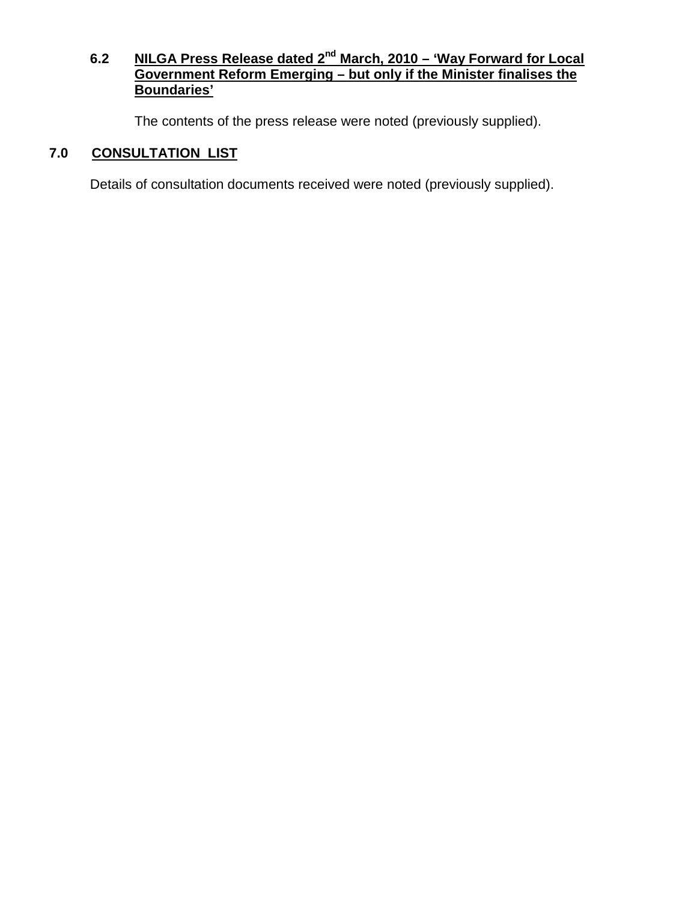### 6.2 NILGA Press Release dated 2nd March, 2010 – 'Way Forward for Local Government Reform Emerging – but only if the Minister finalises the Boundaries'

The contents of the press release were noted (previously supplied).

## 7.0 CONSULTATION LIST

Details of consultation documents received were noted (previously supplied).